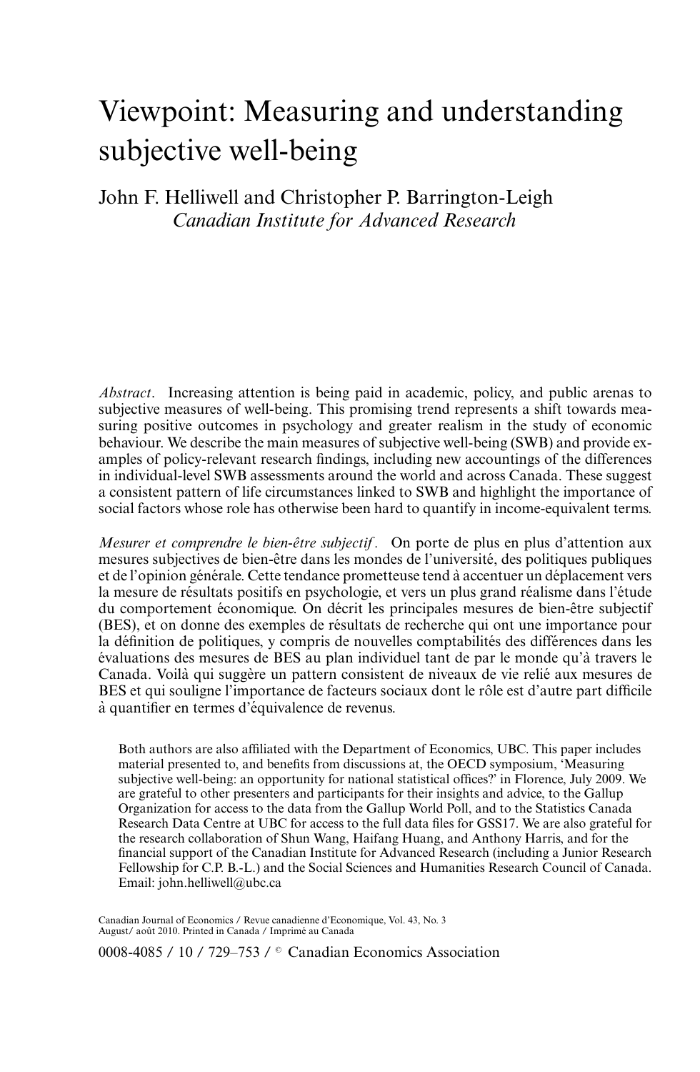# Viewpoint: Measuring and understanding subjective well-being

John F. Helliwell and Christopher P. Barrington-Leigh
*Canadian Institute for Advanced Research*

*Abstract*. Increasing attention is being paid in academic, policy, and public arenas to subjective measures of well-being. This promising trend represents a shift towards measuring positive outcomes in psychology and greater realism in the study of economic behaviour. We describe the main measures of subjective well-being (SWB) and provide examples of policy-relevant research findings, including new accountings of the differences in individual-level SWB assessments around the world and across Canada. These suggest a consistent pattern of life circumstances linked to SWB and highlight the importance of social factors whose role has otherwise been hard to quantify in income-equivalent terms.

*Mesurer et comprendre le bien-être subjectif*. On porte de plus en plus d'attention aux mesures subjectives de bien-être dans les mondes de l'université, des politiques publiques et de l'opinion générale. Cette tendance prometteuse tend à accentuer un déplacement vers la mesure de résultats positifs en psychologie, et vers un plus grand réalisme dans l'étude du comportement économique. On décrit les principales mesures de bien-être subjectif (BES), et on donne des exemples de résultats de recherche qui ont une importance pour la définition de politiques, y compris de nouvelles comptabilités des différences dans les évaluations des mesures de BES au plan individuel tant de par le monde qu'à travers le Canada. Voilà qui suggère un pattern consistent de niveaux de vie relié aux mesures de BES et qui souligne l'importance de facteurs sociaux dont le rôle est d'autre part difficile à quantifier en termes d'équivalence de revenus.

Both authors are also affiliated with the Department of Economics, UBC. This paper includes material presented to, and benefits from discussions at, the OECD symposium, 'Measuring subjective well-being: an opportunity for national statistical offices?' in Florence, July 2009. We are grateful to other presenters and participants for their insights and advice, to the Gallup Organization for access to the data from the Gallup World Poll, and to the Statistics Canada Research Data Centre at UBC for access to the full data files for GSS17. We are also grateful for the research collaboration of Shun Wang, Haifang Huang, and Anthony Harris, and for the financial support of the Canadian Institute for Advanced Research (including a Junior Research Fellowship for C.P. B.-L.) and the Social Sciences and Humanities Research Council of Canada. Email: john.helliwell@ubc.ca

Canadian Journal of Economics / Revue canadienne d'Economique, Vol. 43, No. 3
August/ août 2010. Printed in Canada / Imprimé au Canada

0008-4085 / 10 / 729–753 / © Canadian Economics Association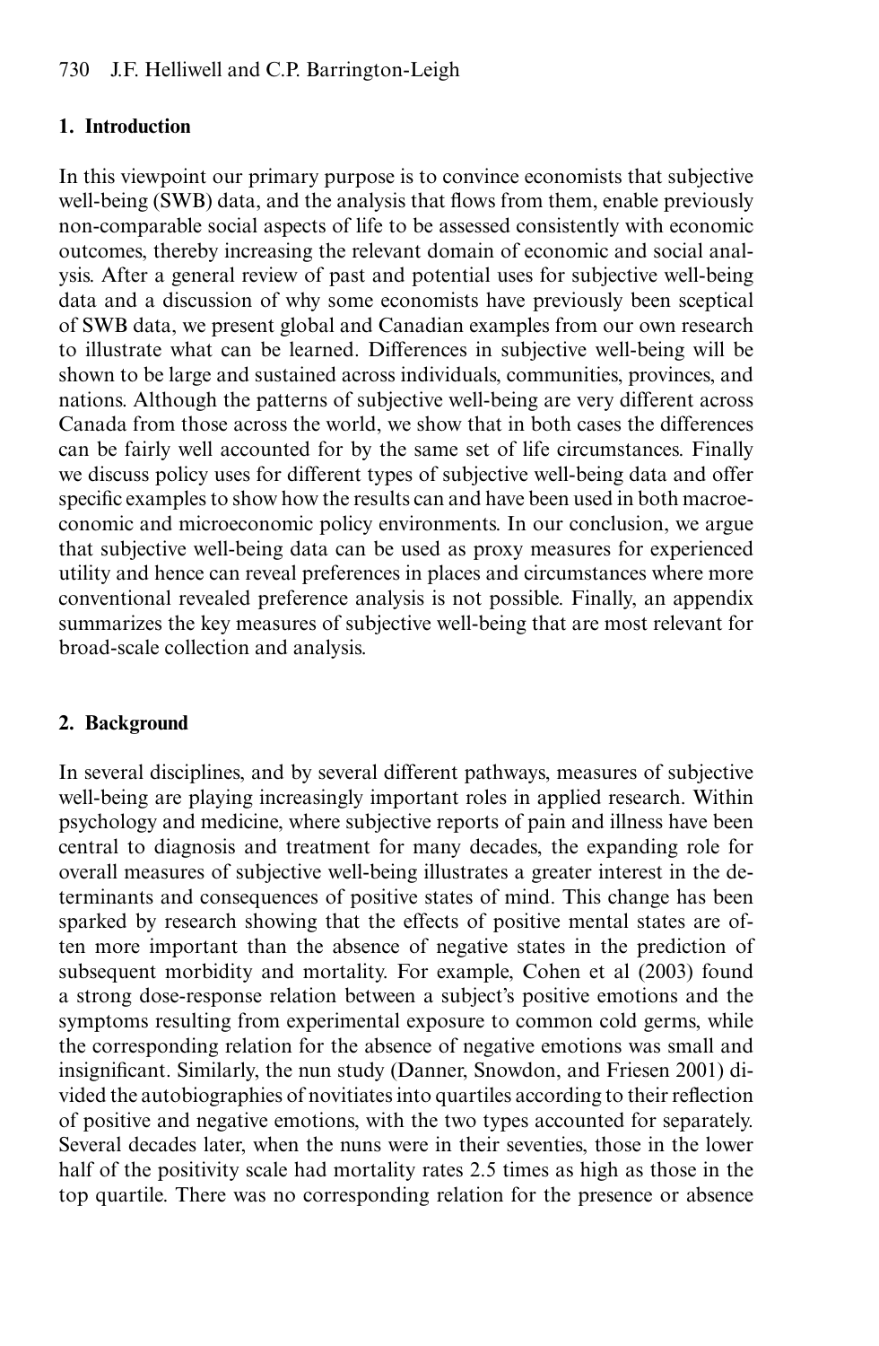## 1. Introduction

In this viewpoint our primary purpose is to convince economists that subjective well-being (SWB) data, and the analysis that flows from them, enable previously non-comparable social aspects of life to be assessed consistently with economic outcomes, thereby increasing the relevant domain of economic and social analysis. After a general review of past and potential uses for subjective well-being data and a discussion of why some economists have previously been sceptical of SWB data, we present global and Canadian examples from our own research to illustrate what can be learned. Differences in subjective well-being will be shown to be large and sustained across individuals, communities, provinces, and nations. Although the patterns of subjective well-being are very different across Canada from those across the world, we show that in both cases the differences can be fairly well accounted for by the same set of life circumstances. Finally we discuss policy uses for different types of subjective well-being data and offer specific examples to show how the results can and have been used in both macroeconomic and microeconomic policy environments. In our conclusion, we argue that subjective well-being data can be used as proxy measures for experienced utility and hence can reveal preferences in places and circumstances where more conventional revealed preference analysis is not possible. Finally, an appendix summarizes the key measures of subjective well-being that are most relevant for broad-scale collection and analysis.

## 2. Background

In several disciplines, and by several different pathways, measures of subjective well-being are playing increasingly important roles in applied research. Within psychology and medicine, where subjective reports of pain and illness have been central to diagnosis and treatment for many decades, the expanding role for overall measures of subjective well-being illustrates a greater interest in the determinants and consequences of positive states of mind. This change has been sparked by research showing that the effects of positive mental states are often more important than the absence of negative states in the prediction of subsequent morbidity and mortality. For example, Cohen et al (2003) found a strong dose-response relation between a subject's positive emotions and the symptoms resulting from experimental exposure to common cold germs, while the corresponding relation for the absence of negative emotions was small and insignificant. Similarly, the nun study (Danner, Snowdon, and Friesen 2001) divided the autobiographies of novitiates into quartiles according to their reflection of positive and negative emotions, with the two types accounted for separately. Several decades later, when the nuns were in their seventies, those in the lower half of the positivity scale had mortality rates 2.5 times as high as those in the top quartile. There was no corresponding relation for the presence or absence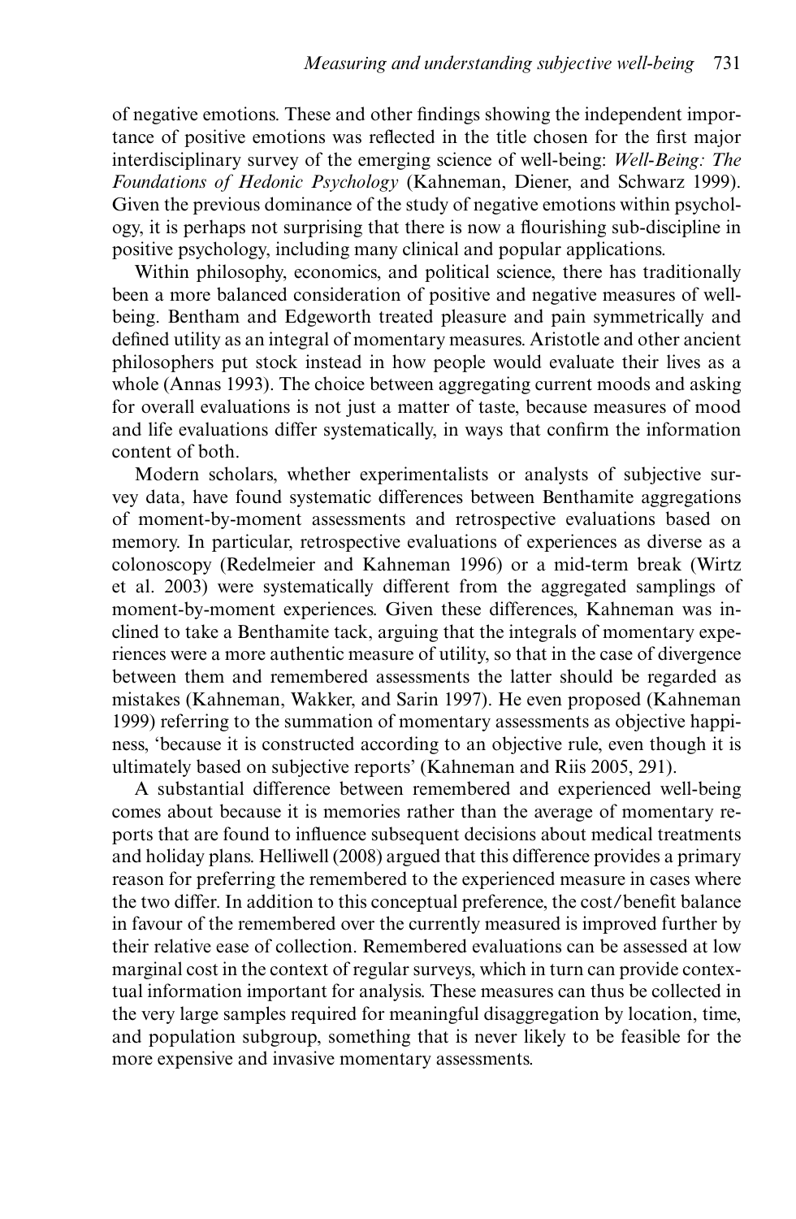of negative emotions. These and other findings showing the independent importance of positive emotions was reflected in the title chosen for the first major interdisciplinary survey of the emerging science of well-being: *Well-Being: The Foundations of Hedonic Psychology* (Kahneman, Diener, and Schwarz 1999). Given the previous dominance of the study of negative emotions within psychology, it is perhaps not surprising that there is now a flourishing sub-discipline in positive psychology, including many clinical and popular applications.

Within philosophy, economics, and political science, there has traditionally been a more balanced consideration of positive and negative measures of well-being. Bentham and Edgeworth treated pleasure and pain symmetrically and defined utility as an integral of momentary measures. Aristotle and other ancient philosophers put stock instead in how people would evaluate their lives as a whole (Annas 1993). The choice between aggregating current moods and asking for overall evaluations is not just a matter of taste, because measures of mood and life evaluations differ systematically, in ways that confirm the information content of both.

Modern scholars, whether experimentalists or analysts of subjective survey data, have found systematic differences between Benthamite aggregations of moment-by-moment assessments and retrospective evaluations based on memory. In particular, retrospective evaluations of experiences as diverse as a colonoscopy (Redelmeier and Kahneman 1996) or a mid-term break (Wirtz et al. 2003) were systematically different from the aggregated samplings of moment-by-moment experiences. Given these differences, Kahneman was inclined to take a Benthamite tack, arguing that the integrals of momentary experiences were a more authentic measure of utility, so that in the case of divergence between them and remembered assessments the latter should be regarded as mistakes (Kahneman, Wakker, and Sarin 1997). He even proposed (Kahneman 1999) referring to the summation of momentary assessments as objective happiness, 'because it is constructed according to an objective rule, even though it is ultimately based on subjective reports' (Kahneman and Riis 2005, 291).

A substantial difference between remembered and experienced well-being comes about because it is memories rather than the average of momentary reports that are found to influence subsequent decisions about medical treatments and holiday plans. Helliwell (2008) argued that this difference provides a primary reason for preferring the remembered to the experienced measure in cases where the two differ. In addition to this conceptual preference, the cost/benefit balance in favour of the remembered over the currently measured is improved further by their relative ease of collection. Remembered evaluations can be assessed at low marginal cost in the context of regular surveys, which in turn can provide contextual information important for analysis. These measures can thus be collected in the very large samples required for meaningful disaggregation by location, time, and population subgroup, something that is never likely to be feasible for the more expensive and invasive momentary assessments.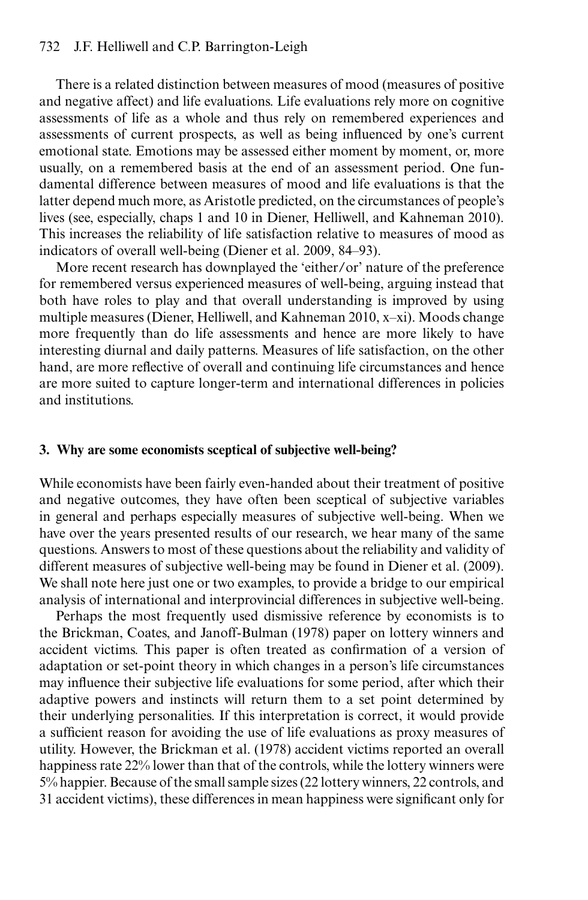There is a related distinction between measures of mood (measures of positive and negative affect) and life evaluations. Life evaluations rely more on cognitive assessments of life as a whole and thus rely on remembered experiences and assessments of current prospects, as well as being influenced by one's current emotional state. Emotions may be assessed either moment by moment, or, more usually, on a remembered basis at the end of an assessment period. One fundamental difference between measures of mood and life evaluations is that the latter depend much more, as Aristotle predicted, on the circumstances of people's lives (see, especially, chaps 1 and 10 in Diener, Helliwell, and Kahneman 2010). This increases the reliability of life satisfaction relative to measures of mood as indicators of overall well-being (Diener et al. 2009, 84–93).

More recent research has downplayed the 'either/or' nature of the preference for remembered versus experienced measures of well-being, arguing instead that both have roles to play and that overall understanding is improved by using multiple measures (Diener, Helliwell, and Kahneman 2010, x–xi). Moods change more frequently than do life assessments and hence are more likely to have interesting diurnal and daily patterns. Measures of life satisfaction, on the other hand, are more reflective of overall and continuing life circumstances and hence are more suited to capture longer-term and international differences in policies and institutions.

## 3. Why are some economists sceptical of subjective well-being?

While economists have been fairly even-handed about their treatment of positive and negative outcomes, they have often been sceptical of subjective variables in general and perhaps especially measures of subjective well-being. When we have over the years presented results of our research, we hear many of the same questions. Answers to most of these questions about the reliability and validity of different measures of subjective well-being may be found in Diener et al. (2009). We shall note here just one or two examples, to provide a bridge to our empirical analysis of international and interprovincial differences in subjective well-being.

Perhaps the most frequently used dismissive reference by economists is to the Brickman, Coates, and Janoff-Bulman (1978) paper on lottery winners and accident victims. This paper is often treated as confirmation of a version of adaptation or set-point theory in which changes in a person's life circumstances may influence their subjective life evaluations for some period, after which their adaptive powers and instincts will return them to a set point determined by their underlying personalities. If this interpretation is correct, it would provide a sufficient reason for avoiding the use of life evaluations as proxy measures of utility. However, the Brickman et al. (1978) accident victims reported an overall happiness rate 22% lower than that of the controls, while the lottery winners were 5% happier. Because of the small sample sizes (22 lottery winners, 22 controls, and 31 accident victims), these differences in mean happiness were significant only for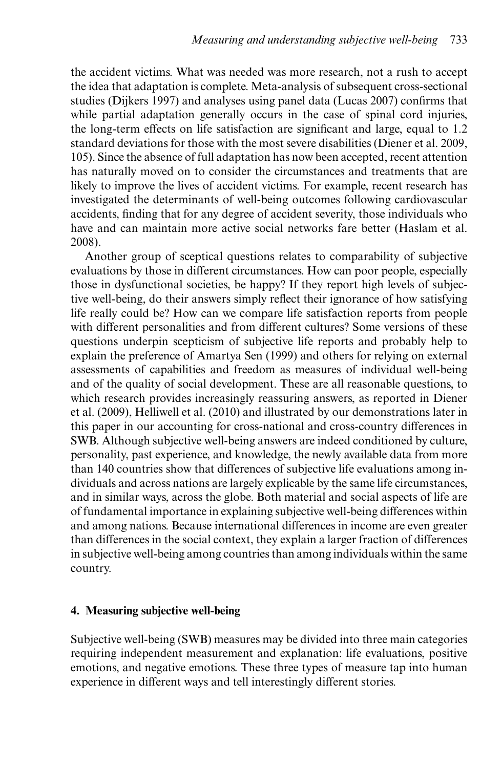the accident victims. What was needed was more research, not a rush to accept the idea that adaptation is complete. Meta-analysis of subsequent cross-sectional studies (Dijkers 1997) and analyses using panel data (Lucas 2007) confirms that while partial adaptation generally occurs in the case of spinal cord injuries, the long-term effects on life satisfaction are significant and large, equal to 1.2 standard deviations for those with the most severe disabilities (Diener et al. 2009, 105). Since the absence of full adaptation has now been accepted, recent attention has naturally moved on to consider the circumstances and treatments that are likely to improve the lives of accident victims. For example, recent research has investigated the determinants of well-being outcomes following cardiovascular accidents, finding that for any degree of accident severity, those individuals who have and can maintain more active social networks fare better (Haslam et al. 2008).

Another group of sceptical questions relates to comparability of subjective evaluations by those in different circumstances. How can poor people, especially those in dysfunctional societies, be happy? If they report high levels of subjective well-being, do their answers simply reflect their ignorance of how satisfying life really could be? How can we compare life satisfaction reports from people with different personalities and from different cultures? Some versions of these questions underpin scepticism of subjective life reports and probably help to explain the preference of Amartya Sen (1999) and others for relying on external assessments of capabilities and freedom as measures of individual well-being and of the quality of social development. These are all reasonable questions, to which research provides increasingly reassuring answers, as reported in Diener et al. (2009), Helliwell et al. (2010) and illustrated by our demonstrations later in this paper in our accounting for cross-national and cross-country differences in SWB. Although subjective well-being answers are indeed conditioned by culture, personality, past experience, and knowledge, the newly available data from more than 140 countries show that differences of subjective life evaluations among individuals and across nations are largely explicable by the same life circumstances, and in similar ways, across the globe. Both material and social aspects of life are of fundamental importance in explaining subjective well-being differences within and among nations. Because international differences in income are even greater than differences in the social context, they explain a larger fraction of differences in subjective well-being among countries than among individuals within the same country.

## 4. Measuring subjective well-being

Subjective well-being (SWB) measures may be divided into three main categories requiring independent measurement and explanation: life evaluations, positive emotions, and negative emotions. These three types of measure tap into human experience in different ways and tell interestingly different stories.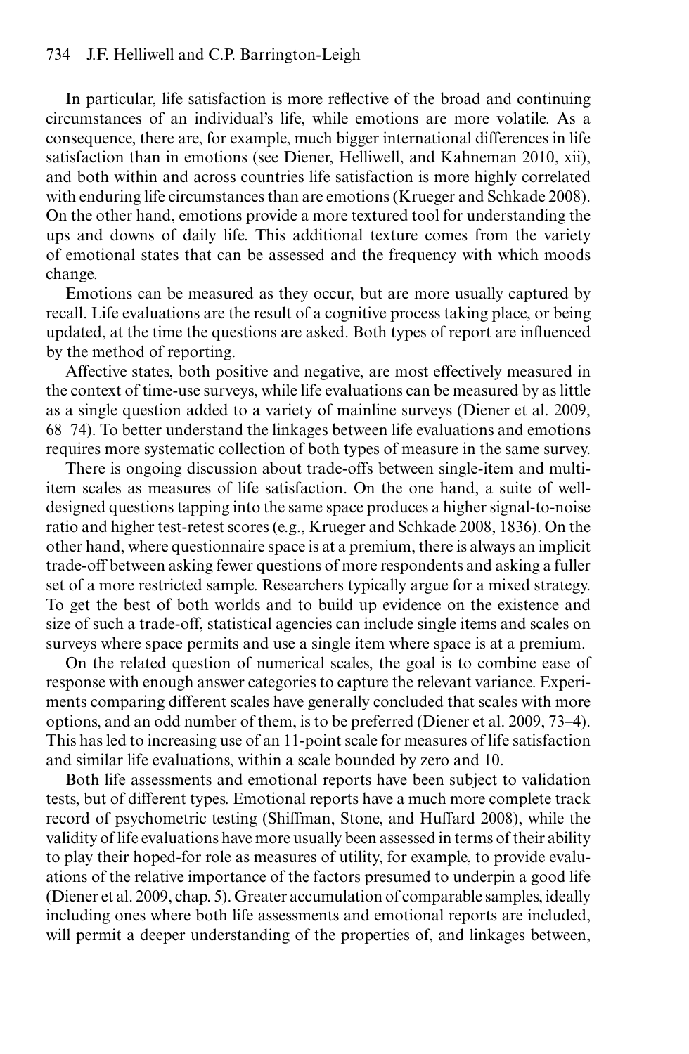In particular, life satisfaction is more reflective of the broad and continuing circumstances of an individual's life, while emotions are more volatile. As a consequence, there are, for example, much bigger international differences in life satisfaction than in emotions (see Diener, Helliwell, and Kahneman 2010, xii), and both within and across countries life satisfaction is more highly correlated with enduring life circumstances than are emotions (Krueger and Schkade 2008). On the other hand, emotions provide a more textured tool for understanding the ups and downs of daily life. This additional texture comes from the variety of emotional states that can be assessed and the frequency with which moods change.

Emotions can be measured as they occur, but are more usually captured by recall. Life evaluations are the result of a cognitive process taking place, or being updated, at the time the questions are asked. Both types of report are influenced by the method of reporting.

Affective states, both positive and negative, are most effectively measured in the context of time-use surveys, while life evaluations can be measured by as little as a single question added to a variety of mainline surveys (Diener et al. 2009, 68–74). To better understand the linkages between life evaluations and emotions requires more systematic collection of both types of measure in the same survey.

There is ongoing discussion about trade-offs between single-item and multi-item scales as measures of life satisfaction. On the one hand, a suite of well-designed questions tapping into the same space produces a higher signal-to-noise ratio and higher test-retest scores (e.g., Krueger and Schkade 2008, 1836). On the other hand, where questionnaire space is at a premium, there is always an implicit trade-off between asking fewer questions of more respondents and asking a fuller set of a more restricted sample. Researchers typically argue for a mixed strategy. To get the best of both worlds and to build up evidence on the existence and size of such a trade-off, statistical agencies can include single items and scales on surveys where space permits and use a single item where space is at a premium.

On the related question of numerical scales, the goal is to combine ease of response with enough answer categories to capture the relevant variance. Experiments comparing different scales have generally concluded that scales with more options, and an odd number of them, is to be preferred (Diener et al. 2009, 73–4). This has led to increasing use of an 11-point scale for measures of life satisfaction and similar life evaluations, within a scale bounded by zero and 10.

Both life assessments and emotional reports have been subject to validation tests, but of different types. Emotional reports have a much more complete track record of psychometric testing (Shiffman, Stone, and Huffard 2008), while the validity of life evaluations have more usually been assessed in terms of their ability to play their hoped-for role as measures of utility, for example, to provide evaluations of the relative importance of the factors presumed to underpin a good life (Diener et al. 2009, chap. 5). Greater accumulation of comparable samples, ideally including ones where both life assessments and emotional reports are included, will permit a deeper understanding of the properties of, and linkages between,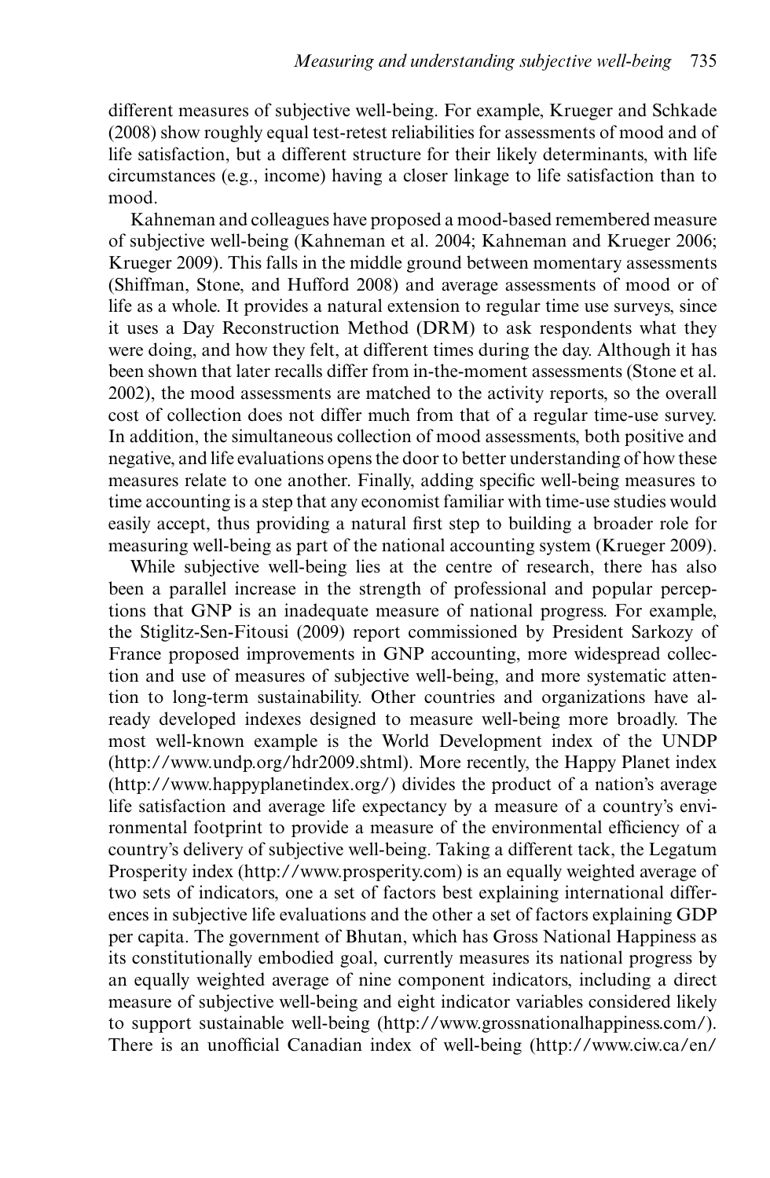different measures of subjective well-being. For example, Krueger and Schkade (2008) show roughly equal test-retest reliabilities for assessments of mood and of life satisfaction, but a different structure for their likely determinants, with life circumstances (e.g., income) having a closer linkage to life satisfaction than to mood.

Kahneman and colleagues have proposed a mood-based remembered measure of subjective well-being (Kahneman et al. 2004; Kahneman and Krueger 2006; Krueger 2009). This falls in the middle ground between momentary assessments (Shiffman, Stone, and Hufford 2008) and average assessments of mood or of life as a whole. It provides a natural extension to regular time use surveys, since it uses a Day Reconstruction Method (DRM) to ask respondents what they were doing, and how they felt, at different times during the day. Although it has been shown that later recalls differ from in-the-moment assessments (Stone et al. 2002), the mood assessments are matched to the activity reports, so the overall cost of collection does not differ much from that of a regular time-use survey. In addition, the simultaneous collection of mood assessments, both positive and negative, and life evaluations opens the door to better understanding of how these measures relate to one another. Finally, adding specific well-being measures to time accounting is a step that any economist familiar with time-use studies would easily accept, thus providing a natural first step to building a broader role for measuring well-being as part of the national accounting system (Krueger 2009).

While subjective well-being lies at the centre of research, there has also been a parallel increase in the strength of professional and popular perceptions that GNP is an inadequate measure of national progress. For example, the Stiglitz-Sen-Fitousi (2009) report commissioned by President Sarkozy of France proposed improvements in GNP accounting, more widespread collection and use of measures of subjective well-being, and more systematic attention to long-term sustainability. Other countries and organizations have already developed indexes designed to measure well-being more broadly. The most well-known example is the World Development index of the UNDP (http://www.undp.org/hdr2009.shtml). More recently, the Happy Planet index (http://www.happyplanetindex.org/) divides the product of a nation's average life satisfaction and average life expectancy by a measure of a country's environmental footprint to provide a measure of the environmental efficiency of a country's delivery of subjective well-being. Taking a different tack, the Legatum Prosperity index (http://www.prosperity.com) is an equally weighted average of two sets of indicators, one a set of factors best explaining international differences in subjective life evaluations and the other a set of factors explaining GDP per capita. The government of Bhutan, which has Gross National Happiness as its constitutionally embodied goal, currently measures its national progress by an equally weighted average of nine component indicators, including a direct measure of subjective well-being and eight indicator variables considered likely to support sustainable well-being (http://www.grossnationalhappiness.com/). There is an unofficial Canadian index of well-being (http://www.ciw.ca/en/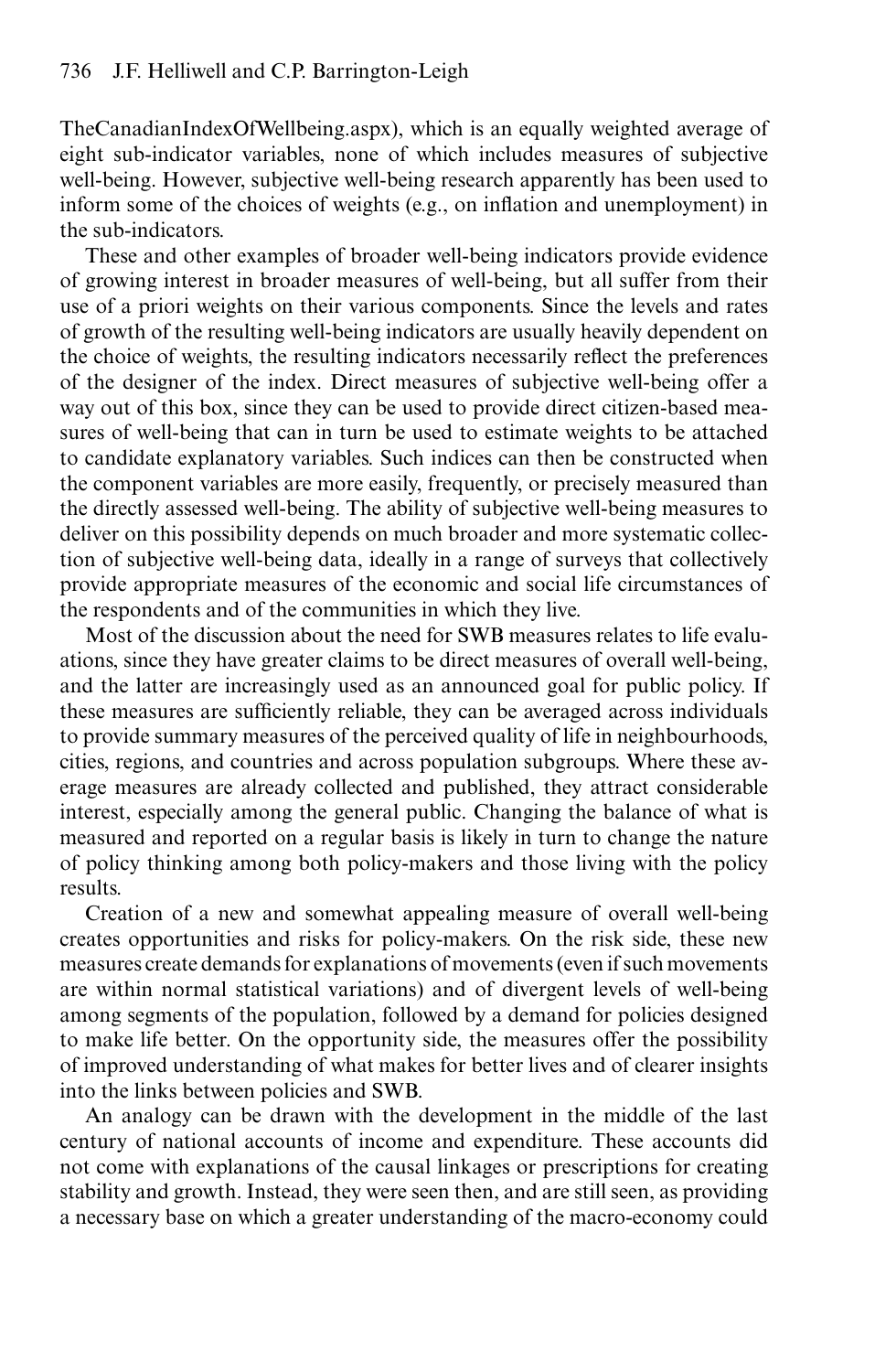TheCanadianIndexOfWellbeing.aspx), which is an equally weighted average of eight sub-indicator variables, none of which includes measures of subjective well-being. However, subjective well-being research apparently has been used to inform some of the choices of weights (e.g., on inflation and unemployment) in the sub-indicators.

These and other examples of broader well-being indicators provide evidence of growing interest in broader measures of well-being, but all suffer from their use of a priori weights on their various components. Since the levels and rates of growth of the resulting well-being indicators are usually heavily dependent on the choice of weights, the resulting indicators necessarily reflect the preferences of the designer of the index. Direct measures of subjective well-being offer a way out of this box, since they can be used to provide direct citizen-based measures of well-being that can in turn be used to estimate weights to be attached to candidate explanatory variables. Such indices can then be constructed when the component variables are more easily, frequently, or precisely measured than the directly assessed well-being. The ability of subjective well-being measures to deliver on this possibility depends on much broader and more systematic collection of subjective well-being data, ideally in a range of surveys that collectively provide appropriate measures of the economic and social life circumstances of the respondents and of the communities in which they live.

Most of the discussion about the need for SWB measures relates to life evaluations, since they have greater claims to be direct measures of overall well-being, and the latter are increasingly used as an announced goal for public policy. If these measures are sufficiently reliable, they can be averaged across individuals to provide summary measures of the perceived quality of life in neighbourhoods, cities, regions, and countries and across population subgroups. Where these average measures are already collected and published, they attract considerable interest, especially among the general public. Changing the balance of what is measured and reported on a regular basis is likely in turn to change the nature of policy thinking among both policy-makers and those living with the policy results.

Creation of a new and somewhat appealing measure of overall well-being creates opportunities and risks for policy-makers. On the risk side, these new measures create demands for explanations of movements (even if such movements are within normal statistical variations) and of divergent levels of well-being among segments of the population, followed by a demand for policies designed to make life better. On the opportunity side, the measures offer the possibility of improved understanding of what makes for better lives and of clearer insights into the links between policies and SWB.

An analogy can be drawn with the development in the middle of the last century of national accounts of income and expenditure. These accounts did not come with explanations of the causal linkages or prescriptions for creating stability and growth. Instead, they were seen then, and are still seen, as providing a necessary base on which a greater understanding of the macro-economy could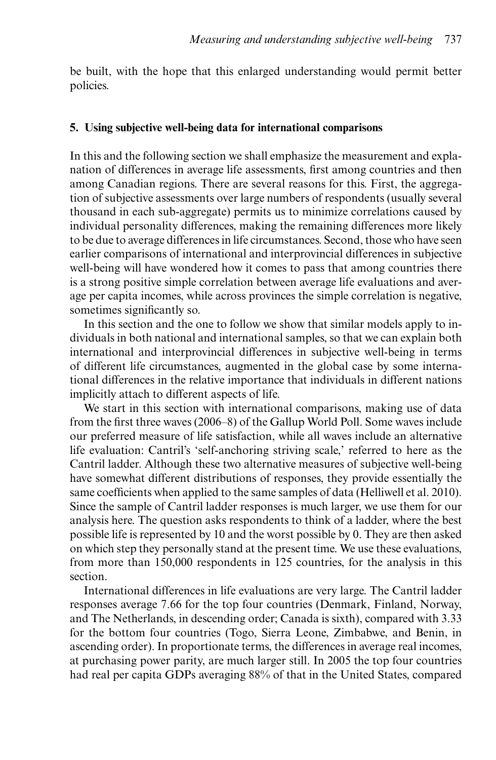be built, with the hope that this enlarged understanding would permit better policies.

## 5. Using subjective well-being data for international comparisons

In this and the following section we shall emphasize the measurement and explanation of differences in average life assessments, first among countries and then among Canadian regions. There are several reasons for this. First, the aggregation of subjective assessments over large numbers of respondents (usually several thousand in each sub-aggregate) permits us to minimize correlations caused by individual personality differences, making the remaining differences more likely to be due to average differences in life circumstances. Second, those who have seen earlier comparisons of international and interprovincial differences in subjective well-being will have wondered how it comes to pass that among countries there is a strong positive simple correlation between average life evaluations and average per capita incomes, while across provinces the simple correlation is negative, sometimes significantly so.

In this section and the one to follow we show that similar models apply to individuals in both national and international samples, so that we can explain both international and interprovincial differences in subjective well-being in terms of different life circumstances, augmented in the global case by some international differences in the relative importance that individuals in different nations implicitly attach to different aspects of life.

We start in this section with international comparisons, making use of data from the first three waves (2006–8) of the Gallup World Poll. Some waves include our preferred measure of life satisfaction, while all waves include an alternative life evaluation: Cantril's 'self-anchoring striving scale,' referred to here as the Cantril ladder. Although these two alternative measures of subjective well-being have somewhat different distributions of responses, they provide essentially the same coefficients when applied to the same samples of data (Helliwell et al. 2010). Since the sample of Cantril ladder responses is much larger, we use them for our analysis here. The question asks respondents to think of a ladder, where the best possible life is represented by 10 and the worst possible by 0. They are then asked on which step they personally stand at the present time. We use these evaluations, from more than 150,000 respondents in 125 countries, for the analysis in this section.

International differences in life evaluations are very large. The Cantril ladder responses average 7.66 for the top four countries (Denmark, Finland, Norway, and The Netherlands, in descending order; Canada is sixth), compared with 3.33 for the bottom four countries (Togo, Sierra Leone, Zimbabwe, and Benin, in ascending order). In proportionate terms, the differences in average real incomes, at purchasing power parity, are much larger still. In 2005 the top four countries had real per capita GDPs averaging 88% of that in the United States, compared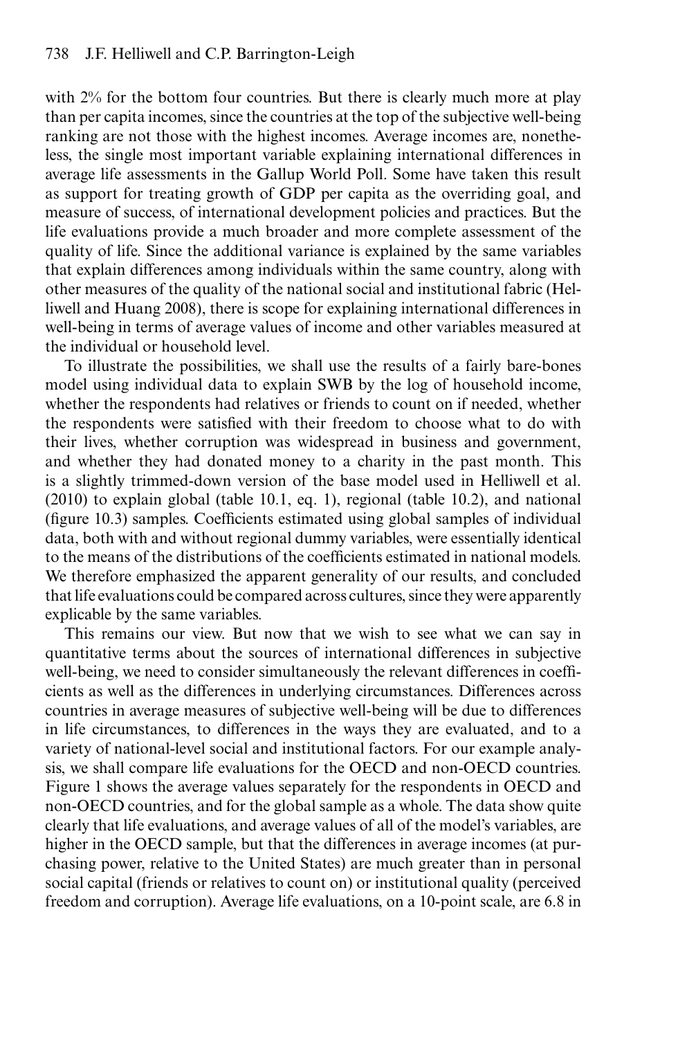with 2% for the bottom four countries. But there is clearly much more at play than per capita incomes, since the countries at the top of the subjective well-being ranking are not those with the highest incomes. Average incomes are, nonetheless, the single most important variable explaining international differences in average life assessments in the Gallup World Poll. Some have taken this result as support for treating growth of GDP per capita as the overriding goal, and measure of success, of international development policies and practices. But the life evaluations provide a much broader and more complete assessment of the quality of life. Since the additional variance is explained by the same variables that explain differences among individuals within the same country, along with other measures of the quality of the national social and institutional fabric (Helliwell and Huang 2008), there is scope for explaining international differences in well-being in terms of average values of income and other variables measured at the individual or household level.

To illustrate the possibilities, we shall use the results of a fairly bare-bones model using individual data to explain SWB by the log of household income, whether the respondents had relatives or friends to count on if needed, whether the respondents were satisfied with their freedom to choose what to do with their lives, whether corruption was widespread in business and government, and whether they had donated money to a charity in the past month. This is a slightly trimmed-down version of the base model used in Helliwell et al. (2010) to explain global (table 10.1, eq. 1), regional (table 10.2), and national (figure 10.3) samples. Coefficients estimated using global samples of individual data, both with and without regional dummy variables, were essentially identical to the means of the distributions of the coefficients estimated in national models. We therefore emphasized the apparent generality of our results, and concluded that life evaluations could be compared across cultures, since they were apparently explicable by the same variables.

This remains our view. But now that we wish to see what we can say in quantitative terms about the sources of international differences in subjective well-being, we need to consider simultaneously the relevant differences in coefficients as well as the differences in underlying circumstances. Differences across countries in average measures of subjective well-being will be due to differences in life circumstances, to differences in the ways they are evaluated, and to a variety of national-level social and institutional factors. For our example analysis, we shall compare life evaluations for the OECD and non-OECD countries. Figure 1 shows the average values separately for the respondents in OECD and non-OECD countries, and for the global sample as a whole. The data show quite clearly that life evaluations, and average values of all of the model's variables, are higher in the OECD sample, but that the differences in average incomes (at purchasing power, relative to the United States) are much greater than in personal social capital (friends or relatives to count on) or institutional quality (perceived freedom and corruption). Average life evaluations, on a 10-point scale, are 6.8 in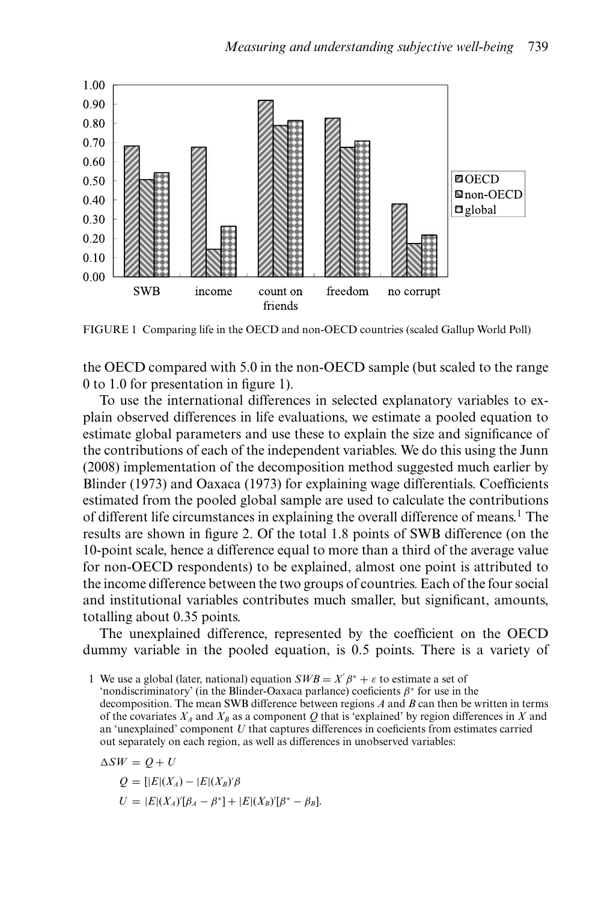FIGURE 1 Comparing life in the OECD and non-OECD countries (scaled Gallup World Poll)

the OECD compared with 5.0 in the non-OECD sample (but scaled to the range 0 to 1.0 for presentation in figure 1).

To use the international differences in selected explanatory variables to explain observed differences in life evaluations, we estimate a pooled equation to estimate global parameters and use these to explain the size and significance of the contributions of each of the independent variables. We do this using the Junn (2008) implementation of the decomposition method suggested much earlier by Blinder (1973) and Oaxaca (1973) for explaining wage differentials. Coefficients estimated from the pooled global sample are used to calculate the contributions of different life circumstances in explaining the overall difference of means.[1] The results are shown in figure 2. Of the total 1.8 points of SWB difference (on the 10-point scale, hence a difference equal to more than a third of the average value for non-OECD respondents) to be explained, almost one point is attributed to the income difference between the two groups of countries. Each of the four social and institutional variables contributes much smaller, but significant, amounts, totalling about 0.35 points.

The unexplained difference, represented by the coefficient on the OECD dummy variable in the pooled equation, is 0.5 points. There is a variety of

[1] We use a global (later, national) equation $SWB = X'\beta^* + \varepsilon$ to estimate a set of 'nondiscriminatory' (in the Blinder-Oaxaca parlance) coeficients $\beta^*$ for use in the decomposition. The mean SWB difference between regions $A$ and $B$ can then be written in terms of the covariates $X_A$ and $X_B$ as a component $Q$ that is 'explained' by region differences in $X$ and an 'unexplained' component $U$ that captures differences in coeficients from estimates carried out separately on each region, as well as differences in unobserved variables:

$$\Delta SW = Q + U$$

$$Q = [|E|(X_A) - |E|(X_B)'\beta$$

$$U = |E|(X_A)'[\beta_A - \beta^*] + |E|(X_B)'[\beta^* - \beta_B].$$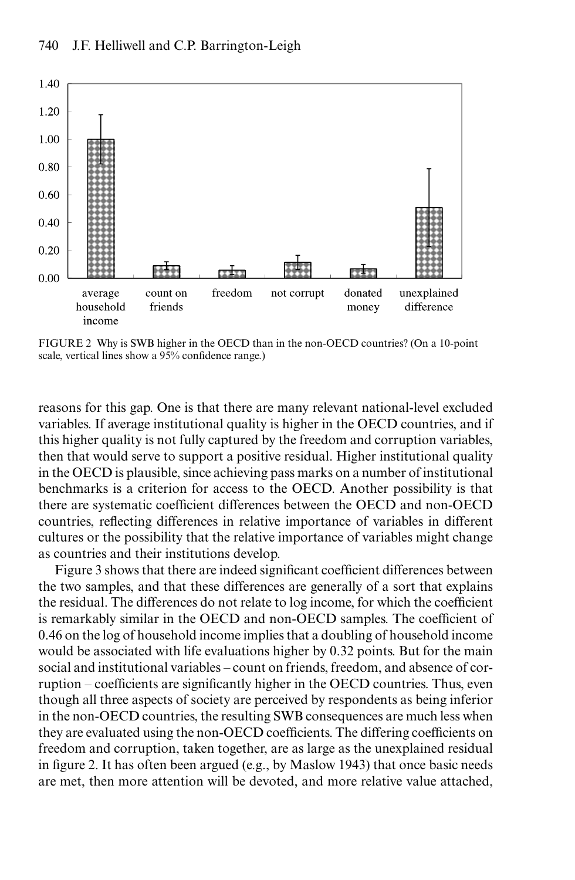FIGURE 2 Why is SWB higher in the OECD than in the non-OECD countries? (On a 10-point scale, vertical lines show a 95% confidence range.)

reasons for this gap. One is that there are many relevant national-level excluded variables. If average institutional quality is higher in the OECD countries, and if this higher quality is not fully captured by the freedom and corruption variables, then that would serve to support a positive residual. Higher institutional quality in the OECD is plausible, since achieving pass marks on a number of institutional benchmarks is a criterion for access to the OECD. Another possibility is that there are systematic coefficient differences between the OECD and non-OECD countries, reflecting differences in relative importance of variables in different cultures or the possibility that the relative importance of variables might change as countries and their institutions develop.

Figure 3 shows that there are indeed significant coefficient differences between the two samples, and that these differences are generally of a sort that explains the residual. The differences do not relate to log income, for which the coefficient is remarkably similar in the OECD and non-OECD samples. The coefficient of 0.46 on the log of household income implies that a doubling of household income would be associated with life evaluations higher by 0.32 points. But for the main social and institutional variables – count on friends, freedom, and absence of corruption – coefficients are significantly higher in the OECD countries. Thus, even though all three aspects of society are perceived by respondents as being inferior in the non-OECD countries, the resulting SWB consequences are much less when they are evaluated using the non-OECD coefficients. The differing coefficients on freedom and corruption, taken together, are as large as the unexplained residual in figure 2. It has often been argued (e.g., by Maslow 1943) that once basic needs are met, then more attention will be devoted, and more relative value attached,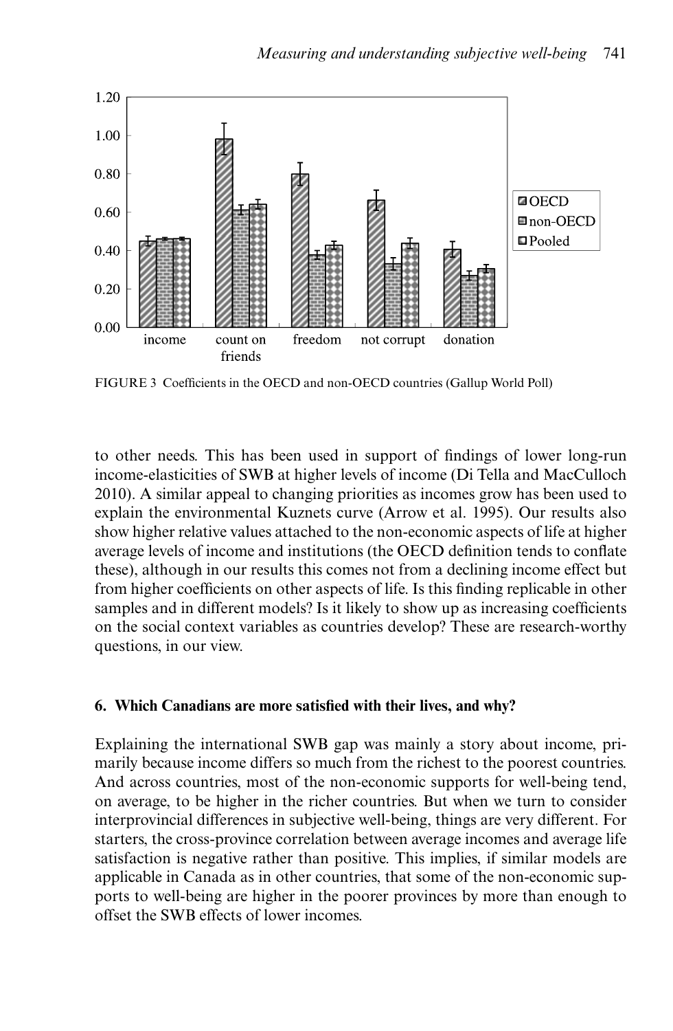FIGURE 3 Coefficients in the OECD and non-OECD countries (Gallup World Poll)

to other needs. This has been used in support of findings of lower long-run income-elasticities of SWB at higher levels of income (Di Tella and MacCulloch 2010). A similar appeal to changing priorities as incomes grow has been used to explain the environmental Kuznets curve (Arrow et al. 1995). Our results also show higher relative values attached to the non-economic aspects of life at higher average levels of income and institutions (the OECD definition tends to conflate these), although in our results this comes not from a declining income effect but from higher coefficients on other aspects of life. Is this finding replicable in other samples and in different models? Is it likely to show up as increasing coefficients on the social context variables as countries develop? These are research-worthy questions, in our view.

## 6. Which Canadians are more satisfied with their lives, and why?

Explaining the international SWB gap was mainly a story about income, primarily because income differs so much from the richest to the poorest countries. And across countries, most of the non-economic supports for well-being tend, on average, to be higher in the richer countries. But when we turn to consider interprovincial differences in subjective well-being, things are very different. For starters, the cross-province correlation between average incomes and average life satisfaction is negative rather than positive. This implies, if similar models are applicable in Canada as in other countries, that some of the non-economic supports to well-being are higher in the poorer provinces by more than enough to offset the SWB effects of lower incomes.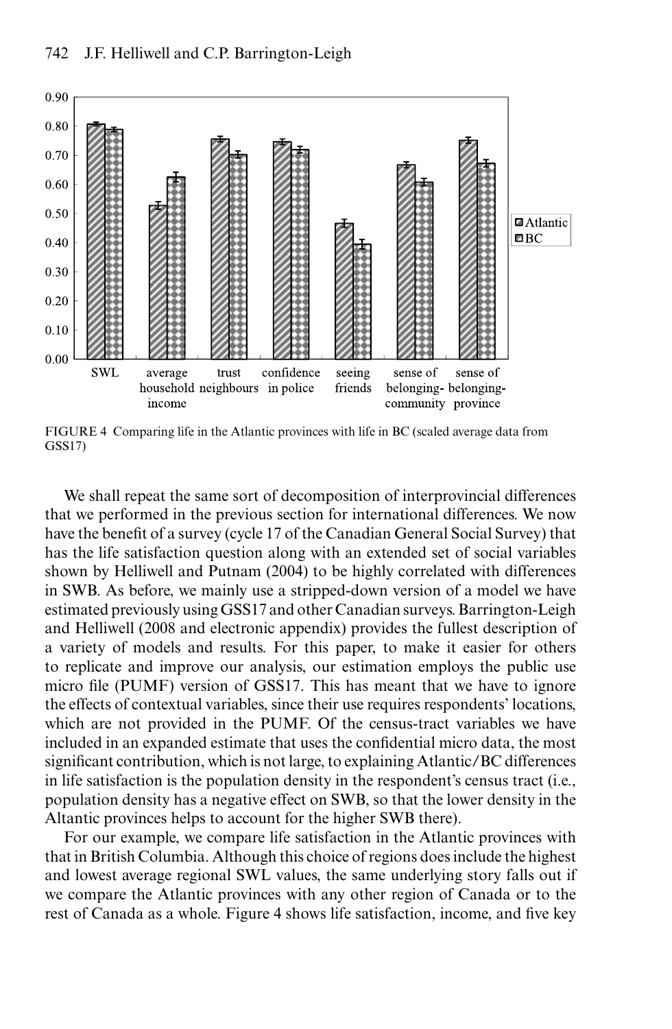FIGURE 4 Comparing life in the Atlantic provinces with life in BC (scaled average data from GSS17)

We shall repeat the same sort of decomposition of interprovincial differences that we performed in the previous section for international differences. We now have the benefit of a survey (cycle 17 of the Canadian General Social Survey) that has the life satisfaction question along with an extended set of social variables shown by Helliwell and Putnam (2004) to be highly correlated with differences in SWB. As before, we mainly use a stripped-down version of a model we have estimated previously using GSS17 and other Canadian surveys. Barrington-Leigh and Helliwell (2008 and electronic appendix) provides the fullest description of a variety of models and results. For this paper, to make it easier for others to replicate and improve our analysis, our estimation employs the public use micro file (PUMF) version of GSS17. This has meant that we have to ignore the effects of contextual variables, since their use requires respondents' locations, which are not provided in the PUMF. Of the census-tract variables we have included in an expanded estimate that uses the confidential micro data, the most significant contribution, which is not large, to explaining Atlantic/BC differences in life satisfaction is the population density in the respondent's census tract (i.e., population density has a negative effect on SWB, so that the lower density in the Altantic provinces helps to account for the higher SWB there).

For our example, we compare life satisfaction in the Atlantic provinces with that in British Columbia. Although this choice of regions does include the highest and lowest average regional SWL values, the same underlying story falls out if we compare the Atlantic provinces with any other region of Canada or to the rest of Canada as a whole. Figure 4 shows life satisfaction, income, and five key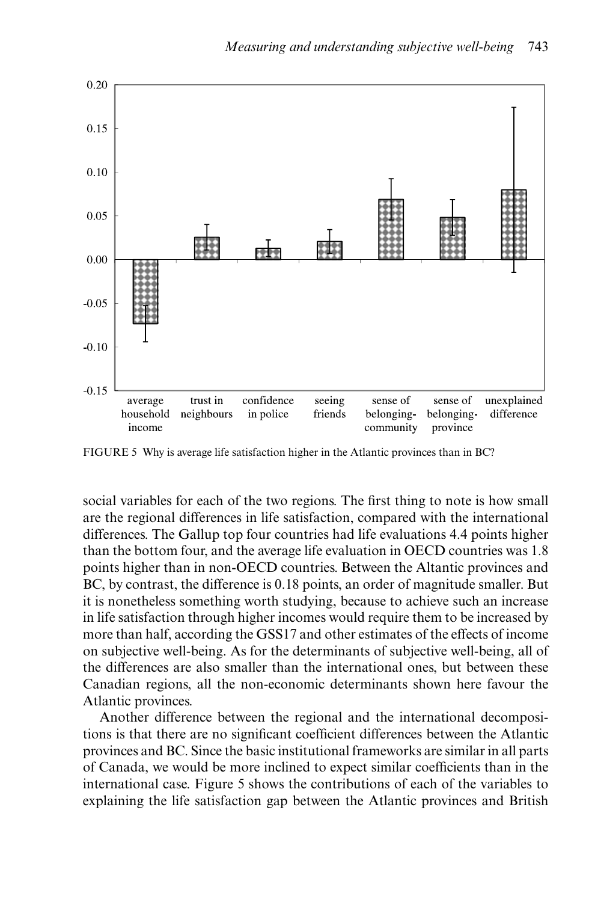FIGURE 5 Why is average life satisfaction higher in the Atlantic provinces than in BC?

social variables for each of the two regions. The first thing to note is how small are the regional differences in life satisfaction, compared with the international differences. The Gallup top four countries had life evaluations 4.4 points higher than the bottom four, and the average life evaluation in OECD countries was 1.8 points higher than in non-OECD countries. Between the Altantic provinces and BC, by contrast, the difference is 0.18 points, an order of magnitude smaller. But it is nonetheless something worth studying, because to achieve such an increase in life satisfaction through higher incomes would require them to be increased by more than half, according the GSS17 and other estimates of the effects of income on subjective well-being. As for the determinants of subjective well-being, all of the differences are also smaller than the international ones, but between these Canadian regions, all the non-economic determinants shown here favour the Atlantic provinces.

Another difference between the regional and the international decompositions is that there are no significant coefficient differences between the Atlantic provinces and BC. Since the basic institutional frameworks are similar in all parts of Canada, we would be more inclined to expect similar coefficients than in the international case. Figure 5 shows the contributions of each of the variables to explaining the life satisfaction gap between the Atlantic provinces and British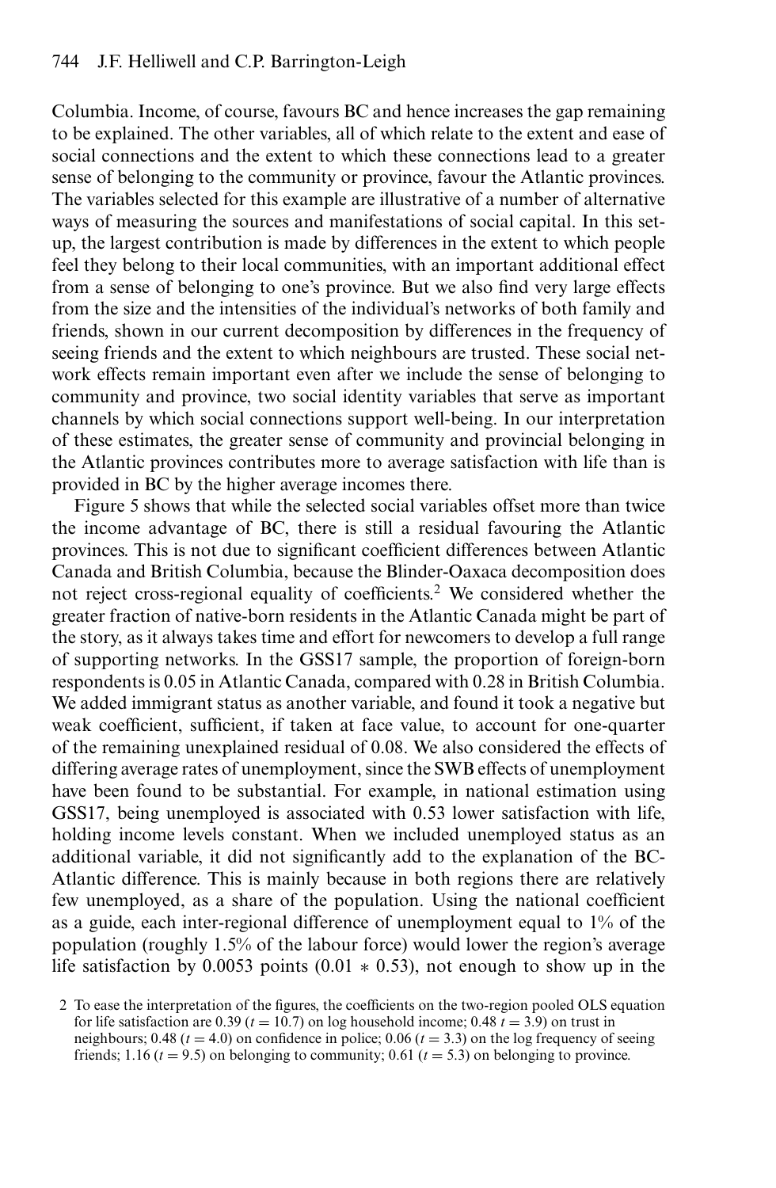Columbia. Income, of course, favours BC and hence increases the gap remaining to be explained. The other variables, all of which relate to the extent and ease of social connections and the extent to which these connections lead to a greater sense of belonging to the community or province, favour the Atlantic provinces. The variables selected for this example are illustrative of a number of alternative ways of measuring the sources and manifestations of social capital. In this set-up, the largest contribution is made by differences in the extent to which people feel they belong to their local communities, with an important additional effect from a sense of belonging to one's province. But we also find very large effects from the size and the intensities of the individual's networks of both family and friends, shown in our current decomposition by differences in the frequency of seeing friends and the extent to which neighbours are trusted. These social network effects remain important even after we include the sense of belonging to community and province, two social identity variables that serve as important channels by which social connections support well-being. In our interpretation of these estimates, the greater sense of community and provincial belonging in the Atlantic provinces contributes more to average satisfaction with life than is provided in BC by the higher average incomes there.

Figure 5 shows that while the selected social variables offset more than twice the income advantage of BC, there is still a residual favouring the Atlantic provinces. This is not due to significant coefficient differences between Atlantic Canada and British Columbia, because the Blinder-Oaxaca decomposition does not reject cross-regional equality of coefficients.[2] We considered whether the greater fraction of native-born residents in the Atlantic Canada might be part of the story, as it always takes time and effort for newcomers to develop a full range of supporting networks. In the GSS17 sample, the proportion of foreign-born respondents is 0.05 in Atlantic Canada, compared with 0.28 in British Columbia. We added immigrant status as another variable, and found it took a negative but weak coefficient, sufficient, if taken at face value, to account for one-quarter of the remaining unexplained residual of 0.08. We also considered the effects of differing average rates of unemployment, since the SWB effects of unemployment have been found to be substantial. For example, in national estimation using GSS17, being unemployed is associated with 0.53 lower satisfaction with life, holding income levels constant. When we included unemployed status as an additional variable, it did not significantly add to the explanation of the BC-Atlantic difference. This is mainly because in both regions there are relatively few unemployed, as a share of the population. Using the national coefficient as a guide, each inter-regional difference of unemployment equal to 1% of the population (roughly 1.5% of the labour force) would lower the region's average life satisfaction by 0.0053 points ($0.01 * 0.53$), not enough to show up in the

2 To ease the interpretation of the figures, the coefficients on the two-region pooled OLS equation for life satisfaction are 0.39 ($t = 10.7$) on log household income; 0.48 $t = 3.9$) on trust in neighbours; 0.48 ($t = 4.0$) on confidence in police; 0.06 ($t = 3.3$) on the log frequency of seeing friends; 1.16 ($t = 9.5$) on belonging to community; 0.61 ($t = 5.3$) on belonging to province.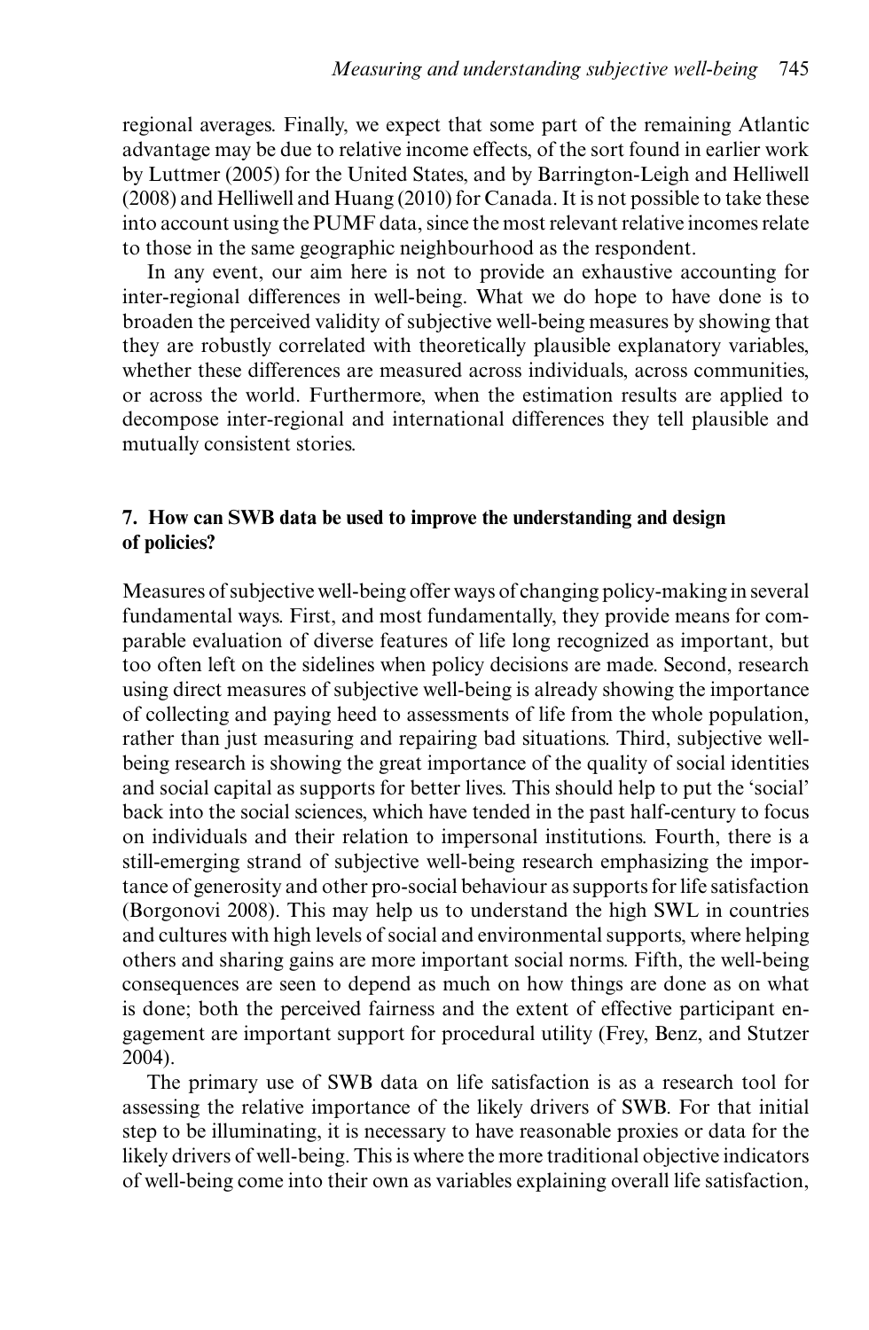regional averages. Finally, we expect that some part of the remaining Atlantic advantage may be due to relative income effects, of the sort found in earlier work by Luttmer (2005) for the United States, and by Barrington-Leigh and Helliwell (2008) and Helliwell and Huang (2010) for Canada. It is not possible to take these into account using the PUMF data, since the most relevant relative incomes relate to those in the same geographic neighbourhood as the respondent.

In any event, our aim here is not to provide an exhaustive accounting for inter-regional differences in well-being. What we do hope to have done is to broaden the perceived validity of subjective well-being measures by showing that they are robustly correlated with theoretically plausible explanatory variables, whether these differences are measured across individuals, across communities, or across the world. Furthermore, when the estimation results are applied to decompose inter-regional and international differences they tell plausible and mutually consistent stories.

## 7. How can SWB data be used to improve the understanding and design of policies?

Measures of subjective well-being offer ways of changing policy-making in several fundamental ways. First, and most fundamentally, they provide means for comparable evaluation of diverse features of life long recognized as important, but too often left on the sidelines when policy decisions are made. Second, research using direct measures of subjective well-being is already showing the importance of collecting and paying heed to assessments of life from the whole population, rather than just measuring and repairing bad situations. Third, subjective well-being research is showing the great importance of the quality of social identities and social capital as supports for better lives. This should help to put the 'social' back into the social sciences, which have tended in the past half-century to focus on individuals and their relation to impersonal institutions. Fourth, there is a still-emerging strand of subjective well-being research emphasizing the importance of generosity and other pro-social behaviour as supports for life satisfaction (Borgonovi 2008). This may help us to understand the high SWL in countries and cultures with high levels of social and environmental supports, where helping others and sharing gains are more important social norms. Fifth, the well-being consequences are seen to depend as much on how things are done as on what is done; both the perceived fairness and the extent of effective participant engagement are important support for procedural utility (Frey, Benz, and Stutzer 2004).

The primary use of SWB data on life satisfaction is as a research tool for assessing the relative importance of the likely drivers of SWB. For that initial step to be illuminating, it is necessary to have reasonable proxies or data for the likely drivers of well-being. This is where the more traditional objective indicators of well-being come into their own as variables explaining overall life satisfaction,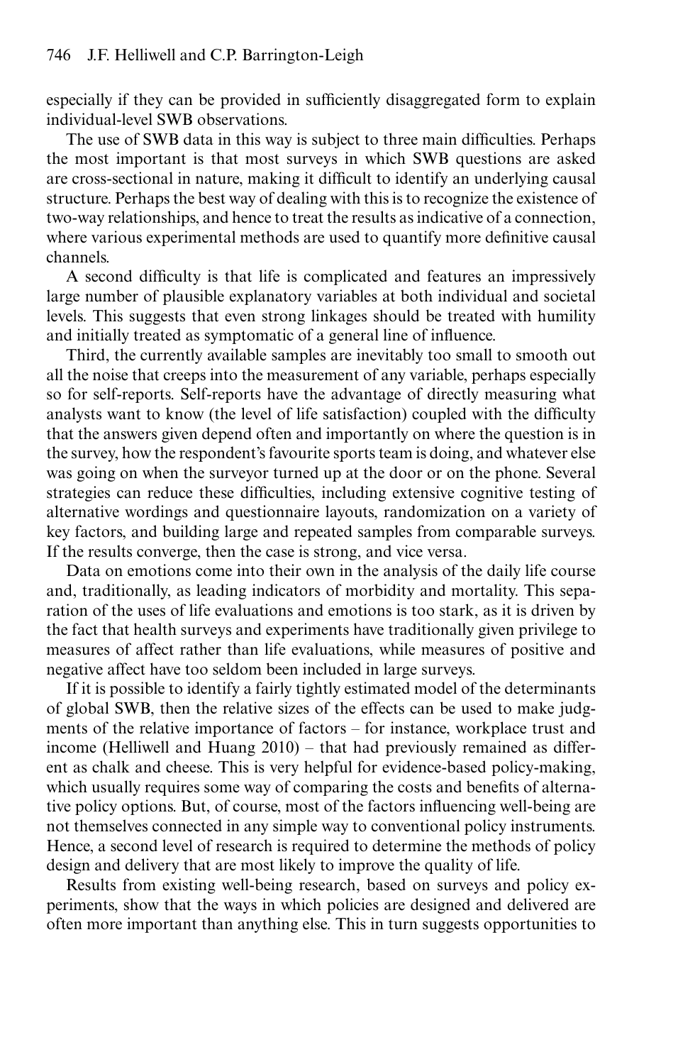especially if they can be provided in sufficiently disaggregated form to explain individual-level SWB observations.

The use of SWB data in this way is subject to three main difficulties. Perhaps the most important is that most surveys in which SWB questions are asked are cross-sectional in nature, making it difficult to identify an underlying causal structure. Perhaps the best way of dealing with this is to recognize the existence of two-way relationships, and hence to treat the results as indicative of a connection, where various experimental methods are used to quantify more definitive causal channels.

A second difficulty is that life is complicated and features an impressively large number of plausible explanatory variables at both individual and societal levels. This suggests that even strong linkages should be treated with humility and initially treated as symptomatic of a general line of influence.

Third, the currently available samples are inevitably too small to smooth out all the noise that creeps into the measurement of any variable, perhaps especially so for self-reports. Self-reports have the advantage of directly measuring what analysts want to know (the level of life satisfaction) coupled with the difficulty that the answers given depend often and importantly on where the question is in the survey, how the respondent's favourite sports team is doing, and whatever else was going on when the surveyor turned up at the door or on the phone. Several strategies can reduce these difficulties, including extensive cognitive testing of alternative wordings and questionnaire layouts, randomization on a variety of key factors, and building large and repeated samples from comparable surveys. If the results converge, then the case is strong, and vice versa.

Data on emotions come into their own in the analysis of the daily life course and, traditionally, as leading indicators of morbidity and mortality. This separation of the uses of life evaluations and emotions is too stark, as it is driven by the fact that health surveys and experiments have traditionally given privilege to measures of affect rather than life evaluations, while measures of positive and negative affect have too seldom been included in large surveys.

If it is possible to identify a fairly tightly estimated model of the determinants of global SWB, then the relative sizes of the effects can be used to make judgments of the relative importance of factors – for instance, workplace trust and income (Helliwell and Huang 2010) – that had previously remained as different as chalk and cheese. This is very helpful for evidence-based policy-making, which usually requires some way of comparing the costs and benefits of alternative policy options. But, of course, most of the factors influencing well-being are not themselves connected in any simple way to conventional policy instruments. Hence, a second level of research is required to determine the methods of policy design and delivery that are most likely to improve the quality of life.

Results from existing well-being research, based on surveys and policy experiments, show that the ways in which policies are designed and delivered are often more important than anything else. This in turn suggests opportunities to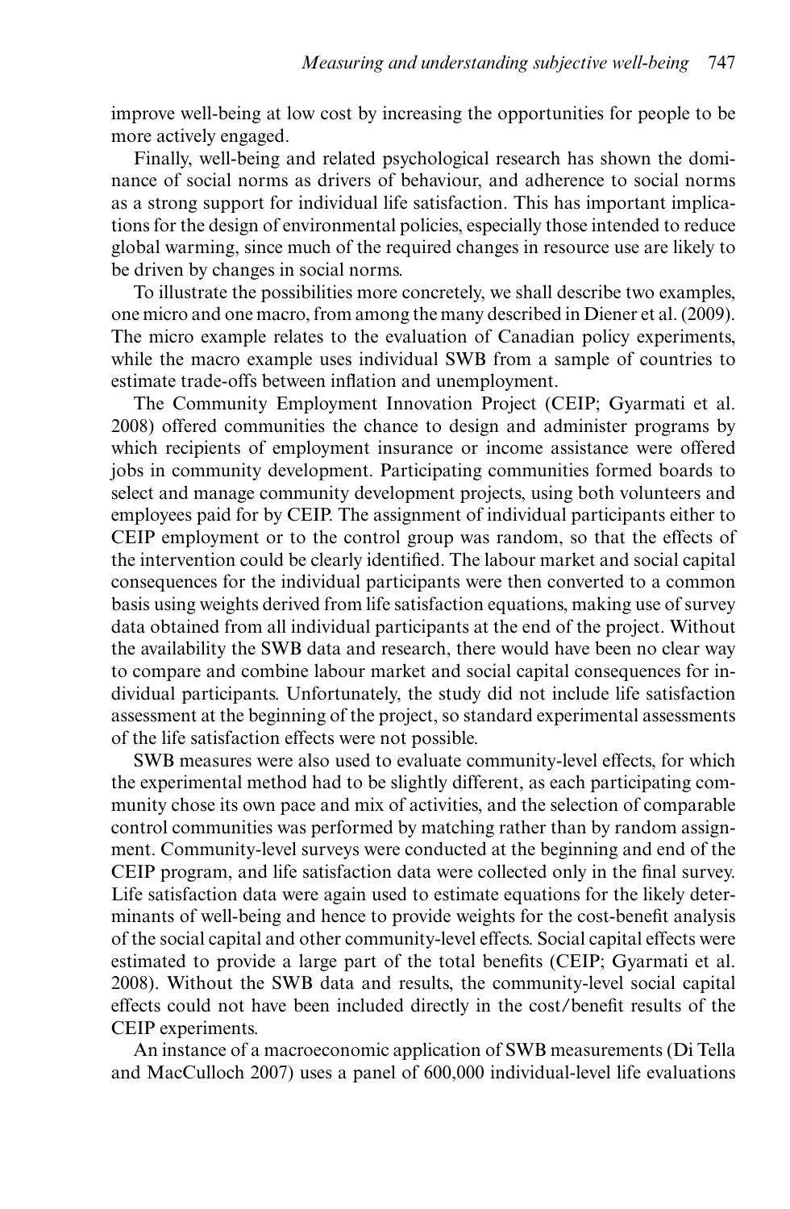improve well-being at low cost by increasing the opportunities for people to be more actively engaged.

Finally, well-being and related psychological research has shown the dominance of social norms as drivers of behaviour, and adherence to social norms as a strong support for individual life satisfaction. This has important implications for the design of environmental policies, especially those intended to reduce global warming, since much of the required changes in resource use are likely to be driven by changes in social norms.

To illustrate the possibilities more concretely, we shall describe two examples, one micro and one macro, from among the many described in Diener et al. (2009). The micro example relates to the evaluation of Canadian policy experiments, while the macro example uses individual SWB from a sample of countries to estimate trade-offs between inflation and unemployment.

The Community Employment Innovation Project (CEIP; Gyarmati et al. 2008) offered communities the chance to design and administer programs by which recipients of employment insurance or income assistance were offered jobs in community development. Participating communities formed boards to select and manage community development projects, using both volunteers and employees paid for by CEIP. The assignment of individual participants either to CEIP employment or to the control group was random, so that the effects of the intervention could be clearly identified. The labour market and social capital consequences for the individual participants were then converted to a common basis using weights derived from life satisfaction equations, making use of survey data obtained from all individual participants at the end of the project. Without the availability the SWB data and research, there would have been no clear way to compare and combine labour market and social capital consequences for individual participants. Unfortunately, the study did not include life satisfaction assessment at the beginning of the project, so standard experimental assessments of the life satisfaction effects were not possible.

SWB measures were also used to evaluate community-level effects, for which the experimental method had to be slightly different, as each participating community chose its own pace and mix of activities, and the selection of comparable control communities was performed by matching rather than by random assignment. Community-level surveys were conducted at the beginning and end of the CEIP program, and life satisfaction data were collected only in the final survey. Life satisfaction data were again used to estimate equations for the likely determinants of well-being and hence to provide weights for the cost-benefit analysis of the social capital and other community-level effects. Social capital effects were estimated to provide a large part of the total benefits (CEIP; Gyarmati et al. 2008). Without the SWB data and results, the community-level social capital effects could not have been included directly in the cost/benefit results of the CEIP experiments.

An instance of a macroeconomic application of SWB measurements (Di Tella and MacCulloch 2007) uses a panel of 600,000 individual-level life evaluations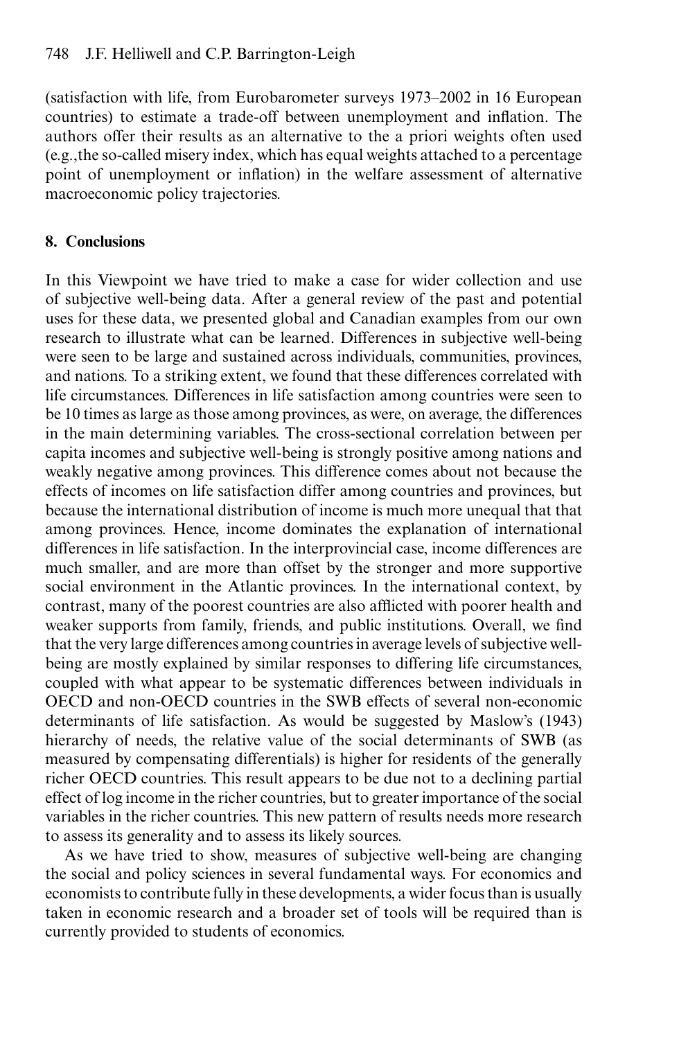(satisfaction with life, from Eurobarometer surveys 1973–2002 in 16 European countries) to estimate a trade-off between unemployment and inflation. The authors offer their results as an alternative to the a priori weights often used (e.g.,the so-called misery index, which has equal weights attached to a percentage point of unemployment or inflation) in the welfare assessment of alternative macroeconomic policy trajectories.

## 8. Conclusions

In this Viewpoint we have tried to make a case for wider collection and use of subjective well-being data. After a general review of the past and potential uses for these data, we presented global and Canadian examples from our own research to illustrate what can be learned. Differences in subjective well-being were seen to be large and sustained across individuals, communities, provinces, and nations. To a striking extent, we found that these differences correlated with life circumstances. Differences in life satisfaction among countries were seen to be 10 times as large as those among provinces, as were, on average, the differences in the main determining variables. The cross-sectional correlation between per capita incomes and subjective well-being is strongly positive among nations and weakly negative among provinces. This difference comes about not because the effects of incomes on life satisfaction differ among countries and provinces, but because the international distribution of income is much more unequal that that among provinces. Hence, income dominates the explanation of international differences in life satisfaction. In the interprovincial case, income differences are much smaller, and are more than offset by the stronger and more supportive social environment in the Atlantic provinces. In the international context, by contrast, many of the poorest countries are also afflicted with poorer health and weaker supports from family, friends, and public institutions. Overall, we find that the very large differences among countries in average levels of subjective well-being are mostly explained by similar responses to differing life circumstances, coupled with what appear to be systematic differences between individuals in OECD and non-OECD countries in the SWB effects of several non-economic determinants of life satisfaction. As would be suggested by Maslow's (1943) hierarchy of needs, the relative value of the social determinants of SWB (as measured by compensating differentials) is higher for residents of the generally richer OECD countries. This result appears to be due not to a declining partial effect of log income in the richer countries, but to greater importance of the social variables in the richer countries. This new pattern of results needs more research to assess its generality and to assess its likely sources.

As we have tried to show, measures of subjective well-being are changing the social and policy sciences in several fundamental ways. For economics and economists to contribute fully in these developments, a wider focus than is usually taken in economic research and a broader set of tools will be required than is currently provided to students of economics.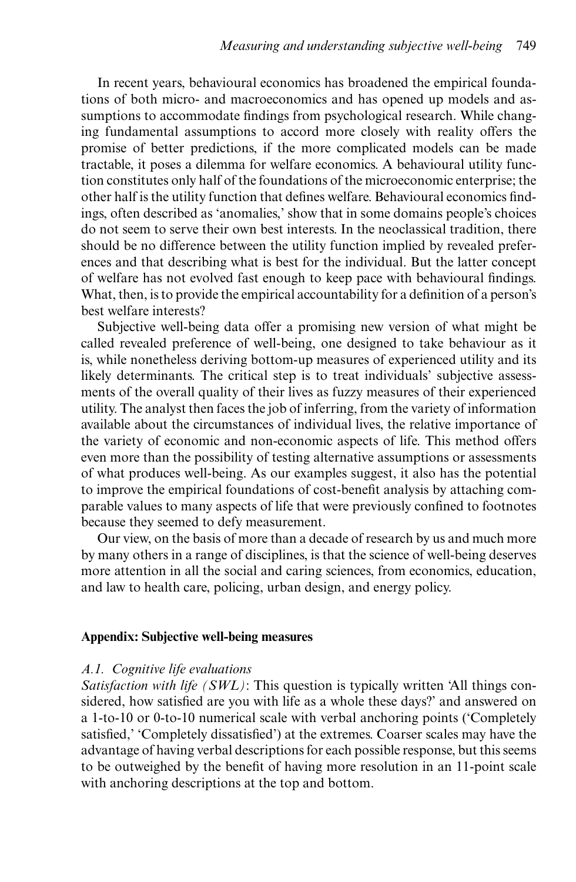In recent years, behavioural economics has broadened the empirical foundations of both micro- and macroeconomics and has opened up models and assumptions to accommodate findings from psychological research. While changing fundamental assumptions to accord more closely with reality offers the promise of better predictions, if the more complicated models can be made tractable, it poses a dilemma for welfare economics. A behavioural utility function constitutes only half of the foundations of the microeconomic enterprise; the other half is the utility function that defines welfare. Behavioural economics findings, often described as 'anomalies,' show that in some domains people's choices do not seem to serve their own best interests. In the neoclassical tradition, there should be no difference between the utility function implied by revealed preferences and that describing what is best for the individual. But the latter concept of welfare has not evolved fast enough to keep pace with behavioural findings. What, then, is to provide the empirical accountability for a definition of a person's best welfare interests?

Subjective well-being data offer a promising new version of what might be called revealed preference of well-being, one designed to take behaviour as it is, while nonetheless deriving bottom-up measures of experienced utility and its likely determinants. The critical step is to treat individuals' subjective assessments of the overall quality of their lives as fuzzy measures of their experienced utility. The analyst then faces the job of inferring, from the variety of information available about the circumstances of individual lives, the relative importance of the variety of economic and non-economic aspects of life. This method offers even more than the possibility of testing alternative assumptions or assessments of what produces well-being. As our examples suggest, it also has the potential to improve the empirical foundations of cost-benefit analysis by attaching comparable values to many aspects of life that were previously confined to footnotes because they seemed to defy measurement.

Our view, on the basis of more than a decade of research by us and much more by many others in a range of disciplines, is that the science of well-being deserves more attention in all the social and caring sciences, from economics, education, and law to health care, policing, urban design, and energy policy.

## Appendix: Subjective well-being measures

### *A.1. Cognitive life evaluations*

*Satisfaction with life (SWL)*: This question is typically written 'All things considered, how satisfied are you with life as a whole these days?' and answered on a 1-to-10 or 0-to-10 numerical scale with verbal anchoring points ('Completely satisfied,' 'Completely dissatisfied') at the extremes. Coarser scales may have the advantage of having verbal descriptions for each possible response, but this seems to be outweighed by the benefit of having more resolution in an 11-point scale with anchoring descriptions at the top and bottom.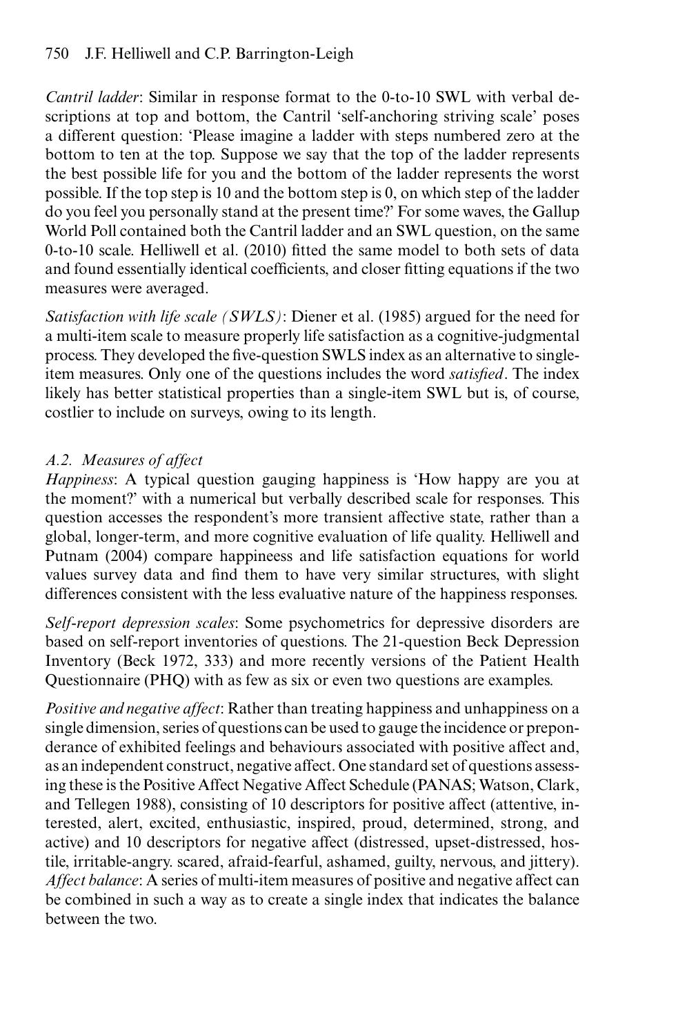*Cantril ladder*: Similar in response format to the 0-to-10 SWL with verbal descriptions at top and bottom, the Cantril 'self-anchoring striving scale' poses a different question: 'Please imagine a ladder with steps numbered zero at the bottom to ten at the top. Suppose we say that the top of the ladder represents the best possible life for you and the bottom of the ladder represents the worst possible. If the top step is 10 and the bottom step is 0, on which step of the ladder do you feel you personally stand at the present time?' For some waves, the Gallup World Poll contained both the Cantril ladder and an SWL question, on the same 0-to-10 scale. Helliwell et al. (2010) fitted the same model to both sets of data and found essentially identical coefficients, and closer fitting equations if the two measures were averaged.

*Satisfaction with life scale (SWLS)*: Diener et al. (1985) argued for the need for a multi-item scale to measure properly life satisfaction as a cognitive-judgmental process. They developed the five-question SWLS index as an alternative to single-item measures. Only one of the questions includes the word *satisfied*. The index likely has better statistical properties than a single-item SWL but is, of course, costlier to include on surveys, owing to its length.

### *A.2. Measures of affect*

*Happiness*: A typical question gauging happiness is 'How happy are you at the moment?' with a numerical but verbally described scale for responses. This question accesses the respondent's more transient affective state, rather than a global, longer-term, and more cognitive evaluation of life quality. Helliwell and Putnam (2004) compare happineess and life satisfaction equations for world values survey data and find them to have very similar structures, with slight differences consistent with the less evaluative nature of the happiness responses.

*Self-report depression scales*: Some psychometrics for depressive disorders are based on self-report inventories of questions. The 21-question Beck Depression Inventory (Beck 1972, 333) and more recently versions of the Patient Health Questionnaire (PHQ) with as few as six or even two questions are examples.

*Positive and negative affect*: Rather than treating happiness and unhappiness on a single dimension, series of questions can be used to gauge the incidence or preponderance of exhibited feelings and behaviours associated with positive affect and, as an independent construct, negative affect. One standard set of questions assessing these is the Positive Affect Negative Affect Schedule (PANAS; Watson, Clark, and Tellegen 1988), consisting of 10 descriptors for positive affect (attentive, interested, alert, excited, enthusiastic, inspired, proud, determined, strong, and active) and 10 descriptors for negative affect (distressed, upset-distressed, hostile, irritable-angry. scared, afraid-fearful, ashamed, guilty, nervous, and jittery).
*Affect balance*: A series of multi-item measures of positive and negative affect can be combined in such a way as to create a single index that indicates the balance between the two.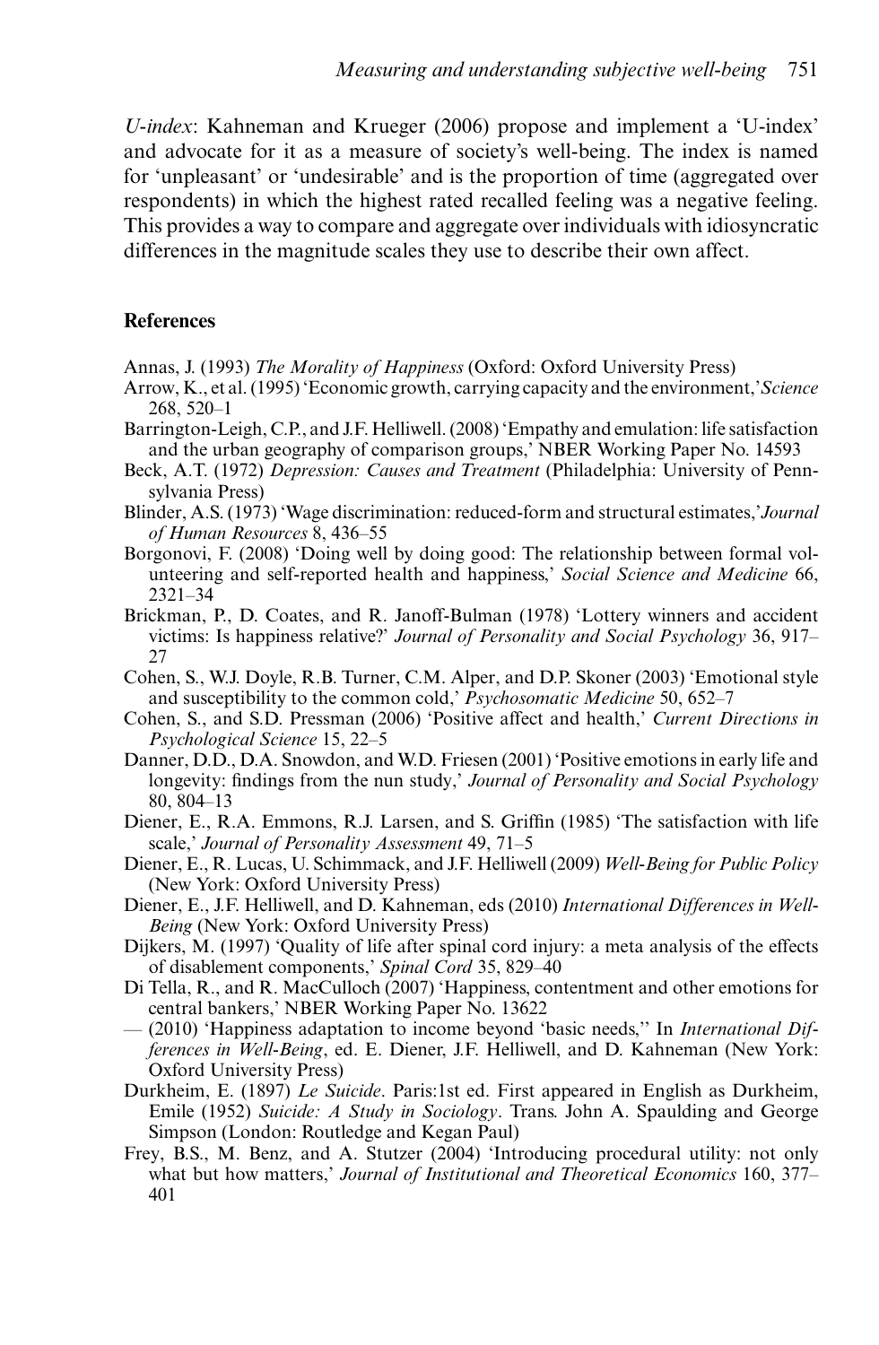*U-index*: Kahneman and Krueger (2006) propose and implement a 'U-index' and advocate for it as a measure of society's well-being. The index is named for 'unpleasant' or 'undesirable' and is the proportion of time (aggregated over respondents) in which the highest rated recalled feeling was a negative feeling. This provides a way to compare and aggregate over individuals with idiosyncratic differences in the magnitude scales they use to describe their own affect.

## References

Annas, J. (1993) *The Morality of Happiness* (Oxford: Oxford University Press)

Arrow, K., et al. (1995) 'Economic growth, carrying capacity and the environment,' *Science* 268, 520–1

Barrington-Leigh, C.P., and J.F. Helliwell. (2008) 'Empathy and emulation: life satisfaction and the urban geography of comparison groups,' NBER Working Paper No. 14593

Beck, A.T. (1972) *Depression: Causes and Treatment* (Philadelphia: University of Pennsylvania Press)

Blinder, A.S. (1973) 'Wage discrimination: reduced-form and structural estimates,' *Journal of Human Resources* 8, 436–55

Borgonovi, F. (2008) 'Doing well by doing good: The relationship between formal volunteering and self-reported health and happiness,' *Social Science and Medicine* 66, 2321–34

Brickman, P., D. Coates, and R. Janoff-Bulman (1978) 'Lottery winners and accident victims: Is happiness relative?' *Journal of Personality and Social Psychology* 36, 917–27

Cohen, S., W.J. Doyle, R.B. Turner, C.M. Alper, and D.P. Skoner (2003) 'Emotional style and susceptibility to the common cold,' *Psychosomatic Medicine* 50, 652–7

Cohen, S., and S.D. Pressman (2006) 'Positive affect and health,' *Current Directions in Psychological Science* 15, 22–5

Danner, D.D., D.A. Snowdon, and W.D. Friesen (2001) 'Positive emotions in early life and longevity: findings from the nun study,' *Journal of Personality and Social Psychology* 80, 804–13

Diener, E., R.A. Emmons, R.J. Larsen, and S. Griffin (1985) 'The satisfaction with life scale,' *Journal of Personality Assessment* 49, 71–5

Diener, E., R. Lucas, U. Schimmack, and J.F. Helliwell (2009) *Well-Being for Public Policy* (New York: Oxford University Press)

Diener, E., J.F. Helliwell, and D. Kahneman, eds (2010) *International Differences in Well-Being* (New York: Oxford University Press)

Dijkers, M. (1997) 'Quality of life after spinal cord injury: a meta analysis of the effects of disablement components,' *Spinal Cord* 35, 829–40

Di Tella, R., and R. MacCulloch (2007) 'Happiness, contentment and other emotions for central bankers,' NBER Working Paper No. 13622

— (2010) 'Happiness adaptation to income beyond 'basic needs,'' In *International Differences in Well-Being*, ed. E. Diener, J.F. Helliwell, and D. Kahneman (New York: Oxford University Press)

Durkheim, E. (1897) *Le Suicide*. Paris:1st ed. First appeared in English as Durkheim, Emile (1952) *Suicide: A Study in Sociology*. Trans. John A. Spaulding and George Simpson (London: Routledge and Kegan Paul)

Frey, B.S., M. Benz, and A. Stutzer (2004) 'Introducing procedural utility: not only what but how matters,' *Journal of Institutional and Theoretical Economics* 160, 377–401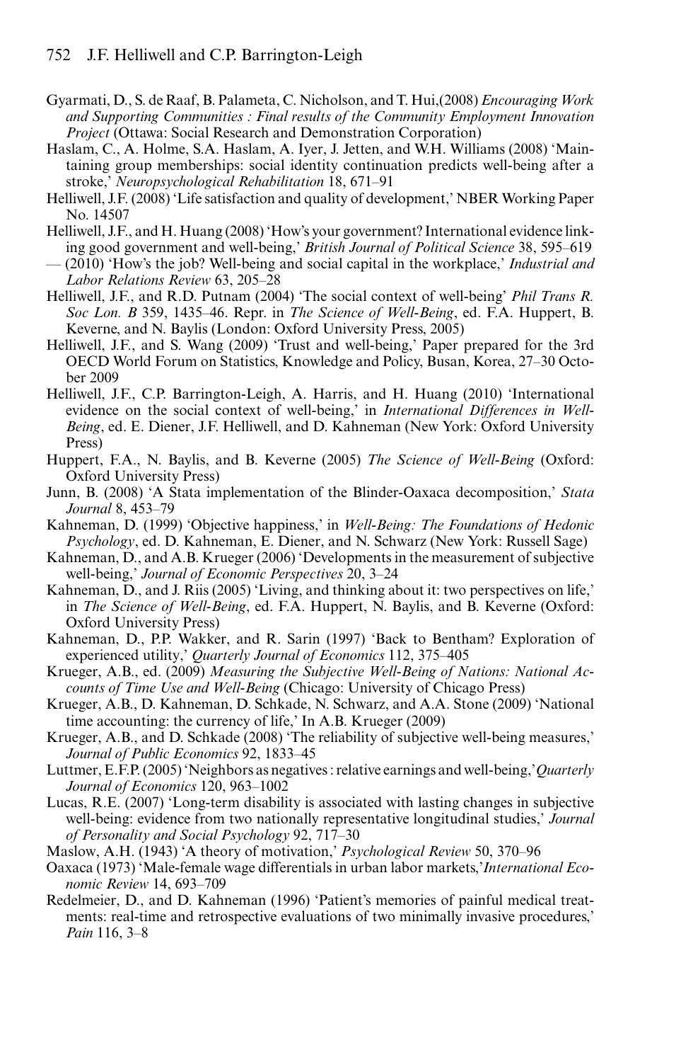Gyarmati, D., S. de Raaf, B. Palameta, C. Nicholson, and T. Hui,(2008) *Encouraging Work and Supporting Communities : Final results of the Community Employment Innovation Project* (Ottawa: Social Research and Demonstration Corporation)

Haslam, C., A. Holme, S.A. Haslam, A. Iyer, J. Jetten, and W.H. Williams (2008) 'Maintaining group memberships: social identity continuation predicts well-being after a stroke,' *Neuropsychological Rehabilitation* 18, 671–91

Helliwell, J.F. (2008) 'Life satisfaction and quality of development,' NBER Working Paper No. 14507

Helliwell, J.F., and H. Huang (2008) 'How's your government? International evidence linking good government and well-being,' *British Journal of Political Science* 38, 595–619

— (2010) 'How's the job? Well-being and social capital in the workplace,' *Industrial and Labor Relations Review* 63, 205–28

Helliwell, J.F., and R.D. Putnam (2004) 'The social context of well-being' *Phil Trans R. Soc Lon. B* 359, 1435–46. Repr. in *The Science of Well-Being*, ed. F.A. Huppert, B. Keverne, and N. Baylis (London: Oxford University Press, 2005)

Helliwell, J.F., and S. Wang (2009) 'Trust and well-being,' Paper prepared for the 3rd OECD World Forum on Statistics, Knowledge and Policy, Busan, Korea, 27–30 October 2009

Helliwell, J.F., C.P. Barrington-Leigh, A. Harris, and H. Huang (2010) 'International evidence on the social context of well-being,' in *International Differences in Well-Being*, ed. E. Diener, J.F. Helliwell, and D. Kahneman (New York: Oxford University Press)

Huppert, F.A., N. Baylis, and B. Keverne (2005) *The Science of Well-Being* (Oxford: Oxford University Press)

Junn, B. (2008) 'A Stata implementation of the Blinder-Oaxaca decomposition,' *Stata Journal* 8, 453–79

Kahneman, D. (1999) 'Objective happiness,' in *Well-Being: The Foundations of Hedonic Psychology*, ed. D. Kahneman, E. Diener, and N. Schwarz (New York: Russell Sage)

Kahneman, D., and A.B. Krueger (2006) 'Developments in the measurement of subjective well-being,' *Journal of Economic Perspectives* 20, 3–24

Kahneman, D., and J. Riis (2005) 'Living, and thinking about it: two perspectives on life,' in *The Science of Well-Being*, ed. F.A. Huppert, N. Baylis, and B. Keverne (Oxford: Oxford University Press)

Kahneman, D., P.P. Wakker, and R. Sarin (1997) 'Back to Bentham? Exploration of experienced utility,' *Quarterly Journal of Economics* 112, 375–405

Krueger, A.B., ed. (2009) *Measuring the Subjective Well-Being of Nations: National Accounts of Time Use and Well-Being* (Chicago: University of Chicago Press)

Krueger, A.B., D. Kahneman, D. Schkade, N. Schwarz, and A.A. Stone (2009) 'National time accounting: the currency of life,' In A.B. Krueger (2009)

Krueger, A.B., and D. Schkade (2008) 'The reliability of subjective well-being measures,' *Journal of Public Economics* 92, 1833–45

Luttmer, E.F.P. (2005) 'Neighbors as negatives : relative earnings and well-being,' *Quarterly Journal of Economics* 120, 963–1002

Lucas, R.E. (2007) 'Long-term disability is associated with lasting changes in subjective well-being: evidence from two nationally representative longitudinal studies,' *Journal of Personality and Social Psychology* 92, 717–30

Maslow, A.H. (1943) 'A theory of motivation,' *Psychological Review* 50, 370–96

Oaxaca (1973) 'Male-female wage differentials in urban labor markets,' *International Economic Review* 14, 693–709

Redelmeier, D., and D. Kahneman (1996) 'Patient's memories of painful medical treatments: real-time and retrospective evaluations of two minimally invasive procedures,' *Pain* 116, 3–8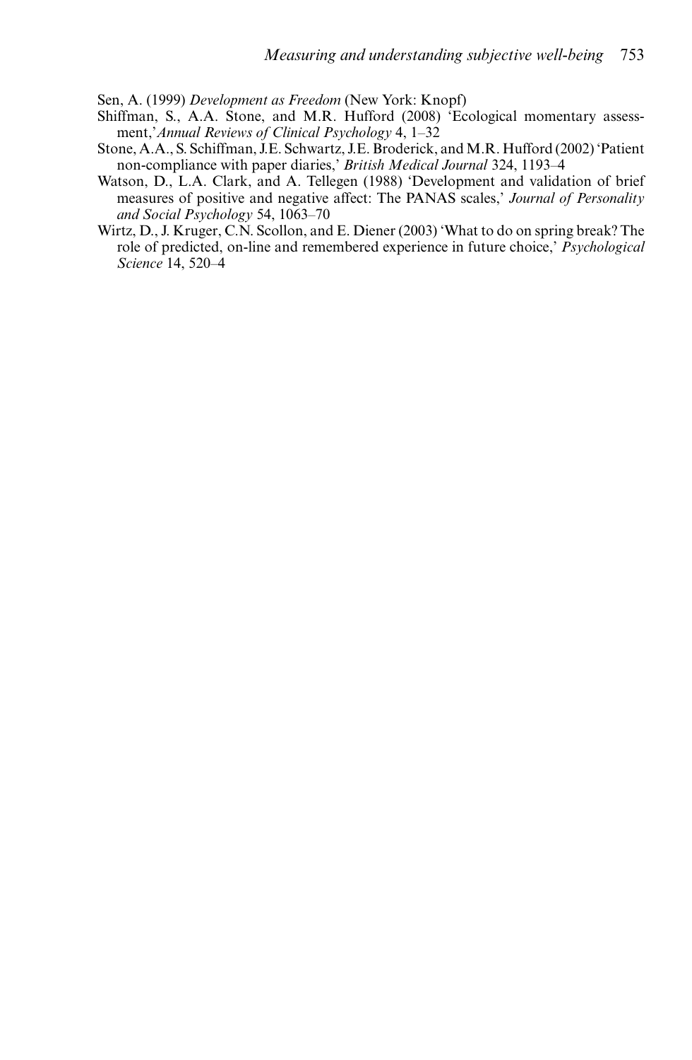Sen, A. (1999) *Development as Freedom* (New York: Knopf)

Shiffman, S., A.A. Stone, and M.R. Hufford (2008) 'Ecological momentary assessment,' *Annual Reviews of Clinical Psychology* 4, 1–32

Stone, A.A., S. Schiffman, J.E. Schwartz, J.E. Broderick, and M.R. Hufford (2002) 'Patient non-compliance with paper diaries,' *British Medical Journal* 324, 1193–4

Watson, D., L.A. Clark, and A. Tellegen (1988) 'Development and validation of brief measures of positive and negative affect: The PANAS scales,' *Journal of Personality and Social Psychology* 54, 1063–70

Wirtz, D., J. Kruger, C.N. Scollon, and E. Diener (2003) 'What to do on spring break? The role of predicted, on-line and remembered experience in future choice,' *Psychological Science* 14, 520–4